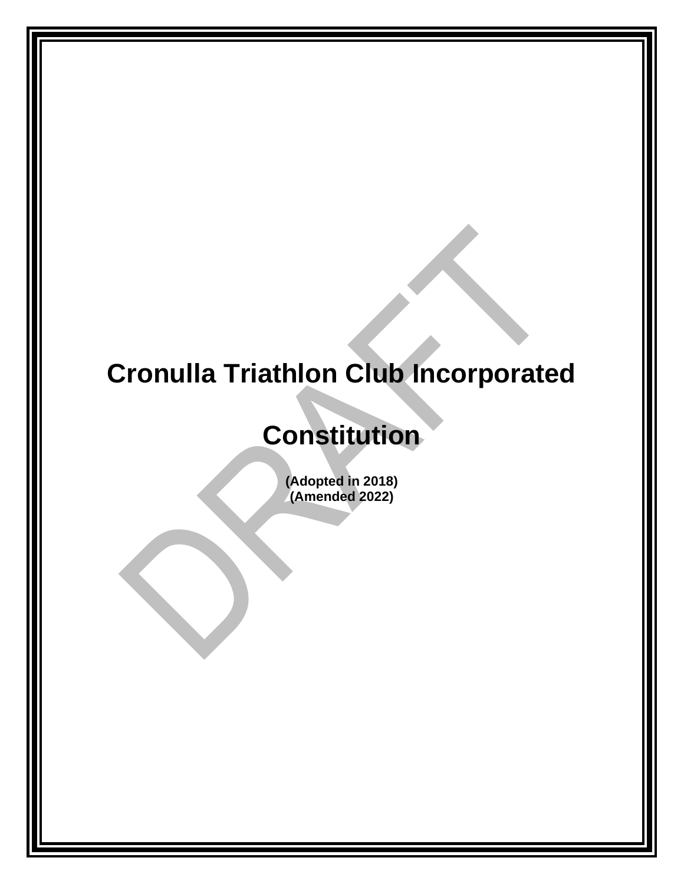# Cronulla Triathlon Club Incorporated

# Constitution

**(Adopted in 2018)**
**(Amended 2022)**

DRAFT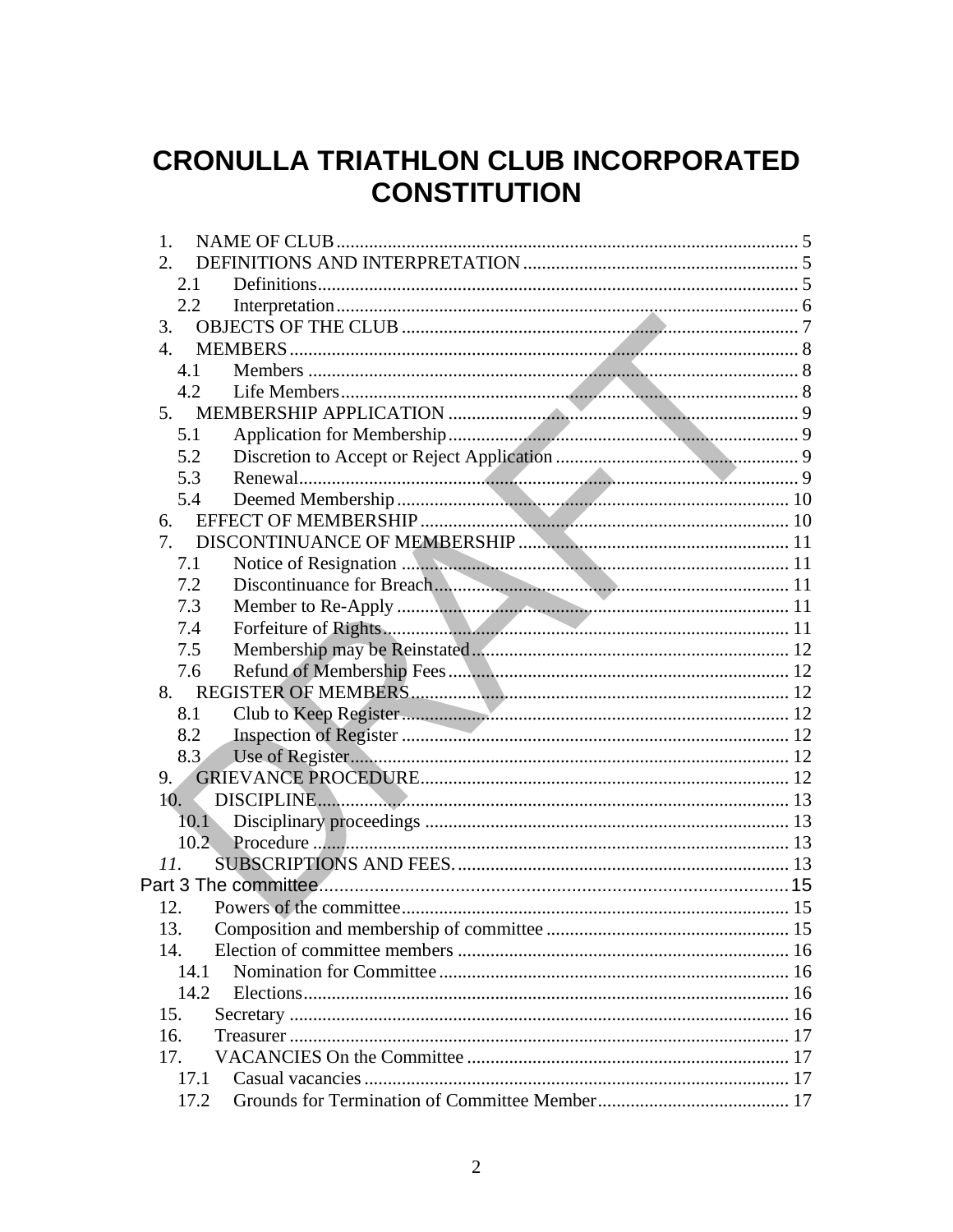# CRONULLA TRIATHLON CLUB INCORPORATED CONSTITUTION

1. NAME OF CLUB ..... 5
2. DEFINITIONS AND INTERPRETATION ..... 5
   - 2.1 Definitions ..... 5
   - 2.2 Interpretation ..... 6
3. OBJECTS OF THE CLUB ..... 7
4. MEMBERS ..... 8
   - 4.1 Members ..... 8
   - 4.2 Life Members ..... 8
5. MEMBERSHIP APPLICATION ..... 9
   - 5.1 Application for Membership ..... 9
   - 5.2 Discretion to Accept or Reject Application ..... 9
   - 5.3 Renewal ..... 9
   - 5.4 Deemed Membership ..... 10
6. EFFECT OF MEMBERSHIP ..... 10
7. DISCONTINUANCE OF MEMBERSHIP ..... 11
   - 7.1 Notice of Resignation ..... 11
   - 7.2 Discontinuance for Breach ..... 11
   - 7.3 Member to Re-Apply ..... 11
   - 7.4 Forfeiture of Rights ..... 11
   - 7.5 Membership may be Reinstated ..... 12
   - 7.6 Refund of Membership Fees ..... 12
8. REGISTER OF MEMBERS ..... 12
   - 8.1 Club to Keep Register ..... 12
   - 8.2 Inspection of Register ..... 12
   - 8.3 Use of Register ..... 12
9. GRIEVANCE PROCEDURE ..... 12
10. DISCIPLINE ..... 13
    - 10.1 Disciplinary proceedings ..... 13
    - 10.2 Procedure ..... 13
11. SUBSCRIPTIONS AND FEES. ..... 13

Part 3 The committee ..... 15

12. Powers of the committee ..... 15
13. Composition and membership of committee ..... 15
14. Election of committee members ..... 16
    - 14.1 Nomination for Committee ..... 16
    - 14.2 Elections ..... 16
15. Secretary ..... 16
16. Treasurer ..... 17
17. VACANCIES On the Committee ..... 17
    - 17.1 Casual vacancies ..... 17
    - 17.2 Grounds for Termination of Committee Member ..... 17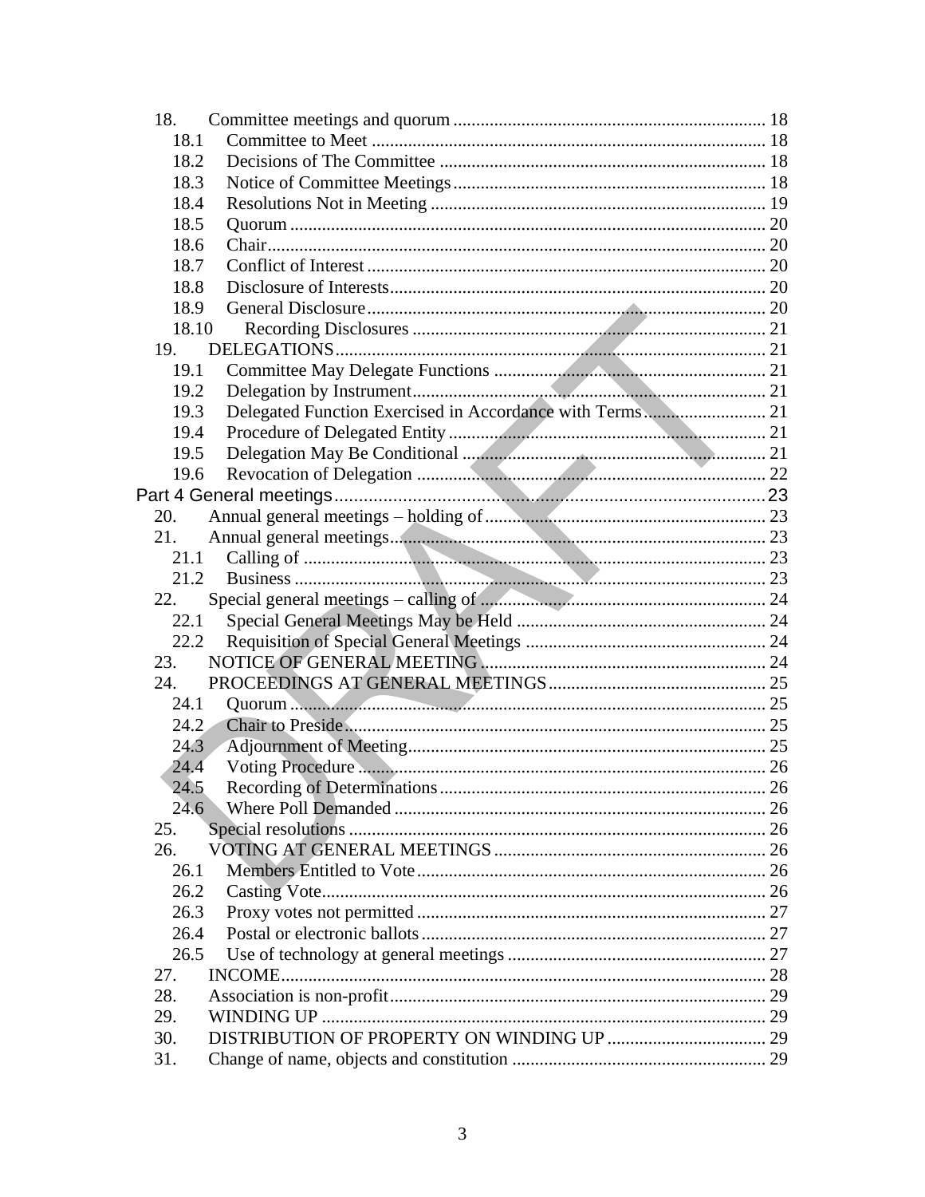18. Committee meetings and quorum .... 18
  18.1 Committee to Meet .... 18
  18.2 Decisions of The Committee .... 18
  18.3 Notice of Committee Meetings .... 18
  18.4 Resolutions Not in Meeting .... 19
  18.5 Quorum .... 20
  18.6 Chair .... 20
  18.7 Conflict of Interest .... 20
  18.8 Disclosure of Interests .... 20
  18.9 General Disclosure .... 20
  18.10 Recording Disclosures .... 21
19. DELEGATIONS .... 21
  19.1 Committee May Delegate Functions .... 21
  19.2 Delegation by Instrument .... 21
  19.3 Delegated Function Exercised in Accordance with Terms .... 21
  19.4 Procedure of Delegated Entity .... 21
  19.5 Delegation May Be Conditional .... 21
  19.6 Revocation of Delegation .... 22

Part 4 General meetings .... 23

20. Annual general meetings – holding of .... 23
21. Annual general meetings .... 23
  21.1 Calling of .... 23
  21.2 Business .... 23
22. Special general meetings – calling of .... 24
  22.1 Special General Meetings May be Held .... 24
  22.2 Requisition of Special General Meetings .... 24
23. NOTICE OF GENERAL MEETING .... 24
24. PROCEEDINGS AT GENERAL MEETINGS .... 25
  24.1 Quorum .... 25
  24.2 Chair to Preside .... 25
  24.3 Adjournment of Meeting .... 25
  24.4 Voting Procedure .... 26
  24.5 Recording of Determinations .... 26
  24.6 Where Poll Demanded .... 26
25. Special resolutions .... 26
26. VOTING AT GENERAL MEETINGS .... 26
  26.1 Members Entitled to Vote .... 26
  26.2 Casting Vote .... 26
  26.3 Proxy votes not permitted .... 27
  26.4 Postal or electronic ballots .... 27
  26.5 Use of technology at general meetings .... 27
27. INCOME .... 28
28. Association is non-profit .... 29
29. WINDING UP .... 29
30. DISTRIBUTION OF PROPERTY ON WINDING UP .... 29
31. Change of name, objects and constitution .... 29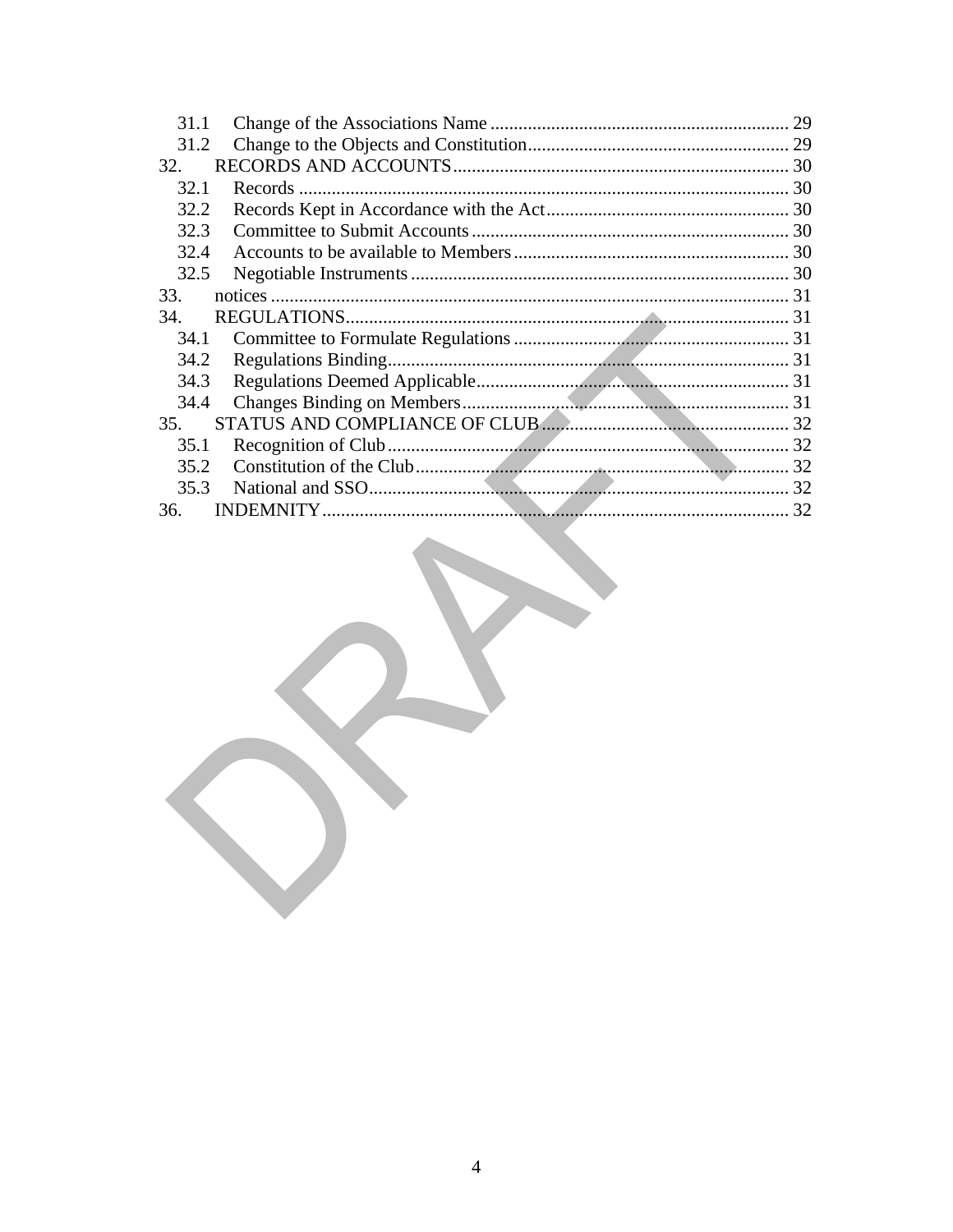31.1 Change of the Associations Name ... 29
31.2 Change to the Objects and Constitution ... 29
32. RECORDS AND ACCOUNTS ... 30
32.1 Records ... 30
32.2 Records Kept in Accordance with the Act ... 30
32.3 Committee to Submit Accounts ... 30
32.4 Accounts to be available to Members ... 30
32.5 Negotiable Instruments ... 30
33. notices ... 31
34. REGULATIONS ... 31
34.1 Committee to Formulate Regulations ... 31
34.2 Regulations Binding ... 31
34.3 Regulations Deemed Applicable ... 31
34.4 Changes Binding on Members ... 31
35. STATUS AND COMPLIANCE OF CLUB ... 32
35.1 Recognition of Club ... 32
35.2 Constitution of the Club ... 32
35.3 National and SSO ... 32
36. INDEMNITY ... 32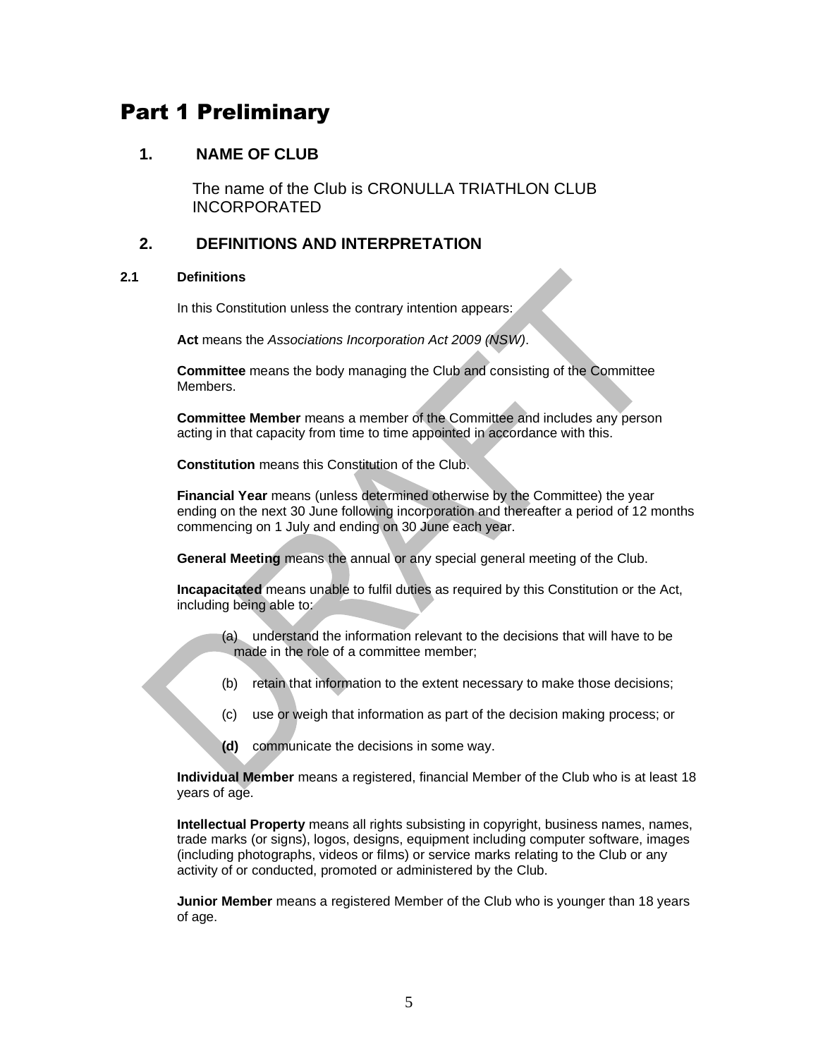# Part 1 Preliminary

## 1. NAME OF CLUB

The name of the Club is CRONULLA TRIATHLON CLUB INCORPORATED

## 2. DEFINITIONS AND INTERPRETATION

### 2.1 Definitions

In this Constitution unless the contrary intention appears:

**Act** means the *Associations Incorporation Act 2009 (NSW)*.

**Committee** means the body managing the Club and consisting of the Committee Members.

**Committee Member** means a member of the Committee and includes any person acting in that capacity from time to time appointed in accordance with this.

**Constitution** means this Constitution of the Club.

**Financial Year** means (unless determined otherwise by the Committee) the year ending on the next 30 June following incorporation and thereafter a period of 12 months commencing on 1 July and ending on 30 June each year.

**General Meeting** means the annual or any special general meeting of the Club.

**Incapacitated** means unable to fulfil duties as required by this Constitution or the Act, including being able to:

(a) understand the information relevant to the decisions that will have to be made in the role of a committee member;

(b) retain that information to the extent necessary to make those decisions;

(c) use or weigh that information as part of the decision making process; or

**(d)** communicate the decisions in some way.

**Individual Member** means a registered, financial Member of the Club who is at least 18 years of age.

**Intellectual Property** means all rights subsisting in copyright, business names, names, trade marks (or signs), logos, designs, equipment including computer software, images (including photographs, videos or films) or service marks relating to the Club or any activity of or conducted, promoted or administered by the Club.

**Junior Member** means a registered Member of the Club who is younger than 18 years of age.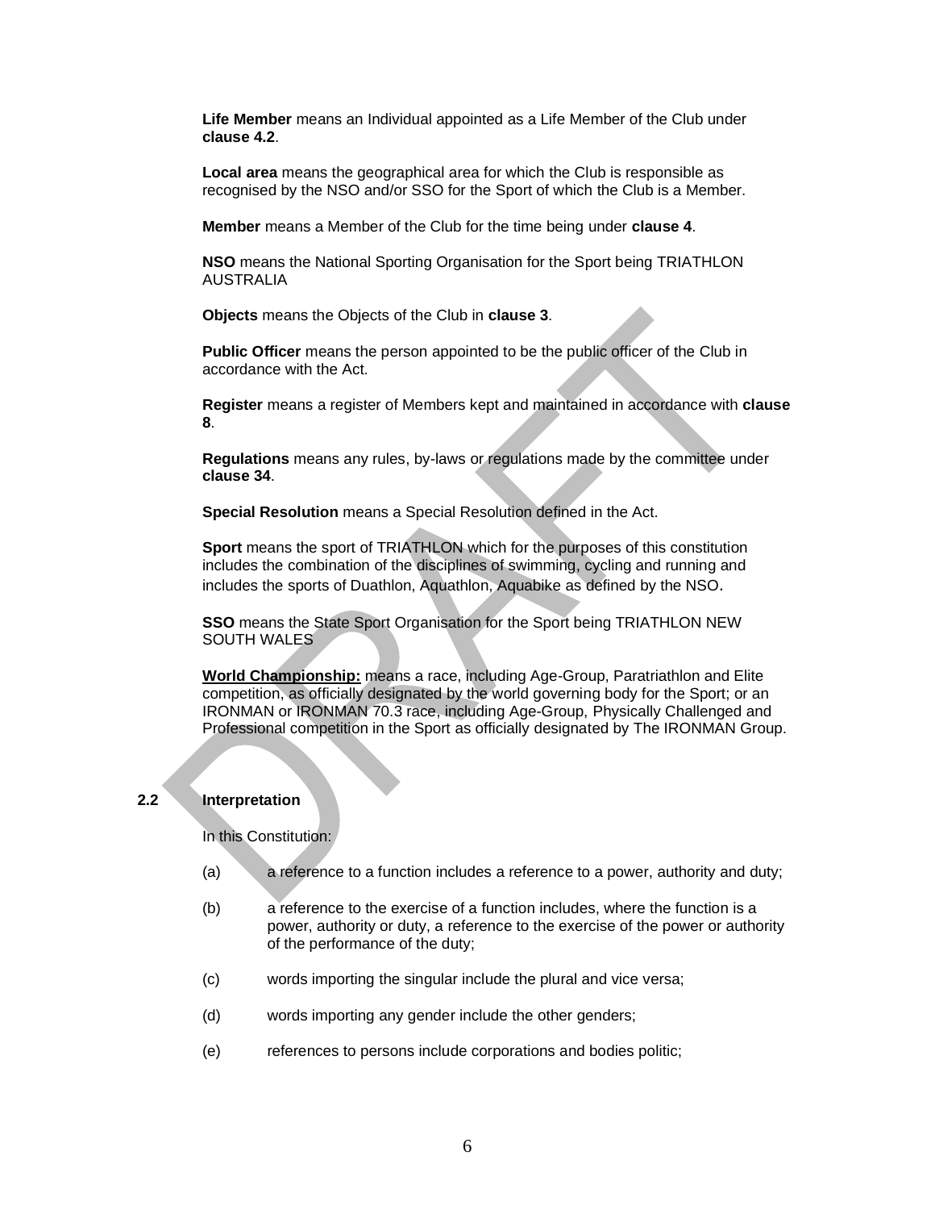**Life Member** means an Individual appointed as a Life Member of the Club under **clause 4.2**.

**Local area** means the geographical area for which the Club is responsible as recognised by the NSO and/or SSO for the Sport of which the Club is a Member.

**Member** means a Member of the Club for the time being under **clause 4**.

**NSO** means the National Sporting Organisation for the Sport being TRIATHLON AUSTRALIA

**Objects** means the Objects of the Club in **clause 3**.

**Public Officer** means the person appointed to be the public officer of the Club in accordance with the Act.

**Register** means a register of Members kept and maintained in accordance with **clause 8**.

**Regulations** means any rules, by-laws or regulations made by the committee under **clause 34**.

**Special Resolution** means a Special Resolution defined in the Act.

**Sport** means the sport of TRIATHLON which for the purposes of this constitution includes the combination of the disciplines of swimming, cycling and running and includes the sports of Duathlon, Aquathlon, Aquabike as defined by the NSO.

**SSO** means the State Sport Organisation for the Sport being TRIATHLON NEW SOUTH WALES

**World Championship:** means a race, including Age-Group, Paratriathlon and Elite competition, as officially designated by the world governing body for the Sport; or an IRONMAN or IRONMAN 70.3 race, including Age-Group, Physically Challenged and Professional competition in the Sport as officially designated by The IRONMAN Group.

## 2.2 Interpretation

In this Constitution:

(a) a reference to a function includes a reference to a power, authority and duty;

(b) a reference to the exercise of a function includes, where the function is a power, authority or duty, a reference to the exercise of the power or authority of the performance of the duty;

(c) words importing the singular include the plural and vice versa;

(d) words importing any gender include the other genders;

(e) references to persons include corporations and bodies politic;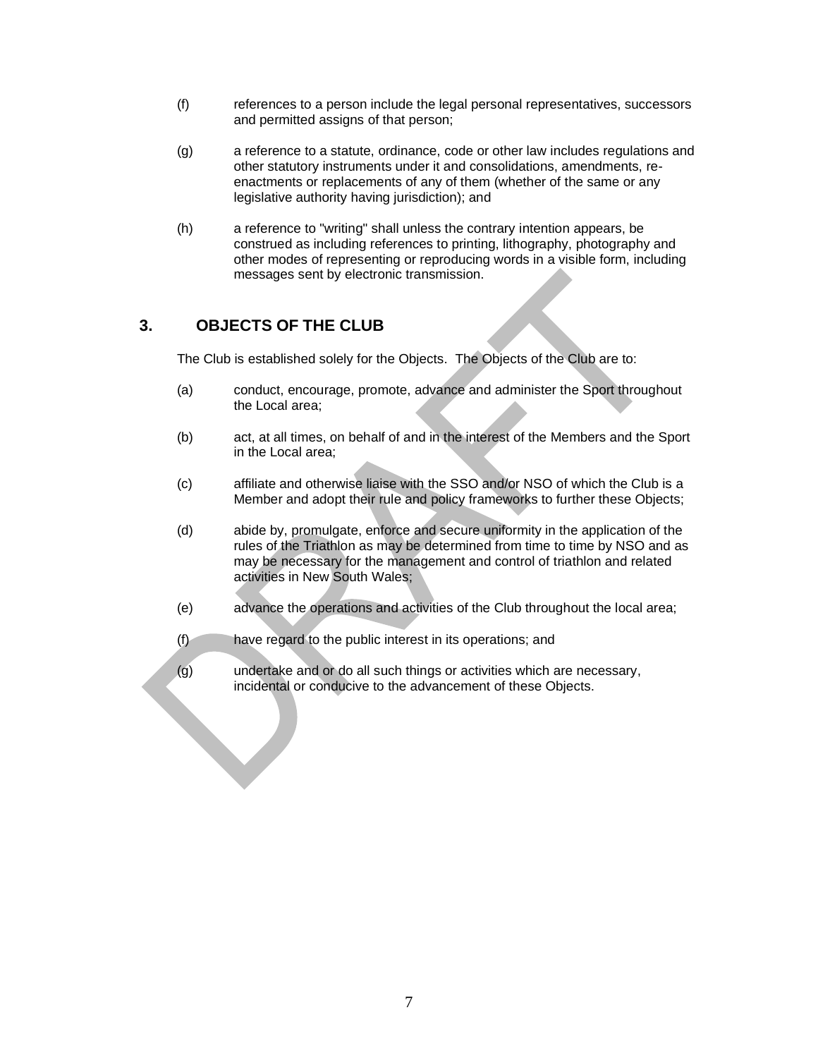(f) references to a person include the legal personal representatives, successors and permitted assigns of that person;

(g) a reference to a statute, ordinance, code or other law includes regulations and other statutory instruments under it and consolidations, amendments, re-enactments or replacements of any of them (whether of the same or any legislative authority having jurisdiction); and

(h) a reference to "writing" shall unless the contrary intention appears, be construed as including references to printing, lithography, photography and other modes of representing or reproducing words in a visible form, including messages sent by electronic transmission.

## 3. OBJECTS OF THE CLUB

The Club is established solely for the Objects. The Objects of the Club are to:

(a) conduct, encourage, promote, advance and administer the Sport throughout the Local area;

(b) act, at all times, on behalf of and in the interest of the Members and the Sport in the Local area;

(c) affiliate and otherwise liaise with the SSO and/or NSO of which the Club is a Member and adopt their rule and policy frameworks to further these Objects;

(d) abide by, promulgate, enforce and secure uniformity in the application of the rules of the Triathlon as may be determined from time to time by NSO and as may be necessary for the management and control of triathlon and related activities in New South Wales;

(e) advance the operations and activities of the Club throughout the local area;

(f) have regard to the public interest in its operations; and

(g) undertake and or do all such things or activities which are necessary, incidental or conducive to the advancement of these Objects.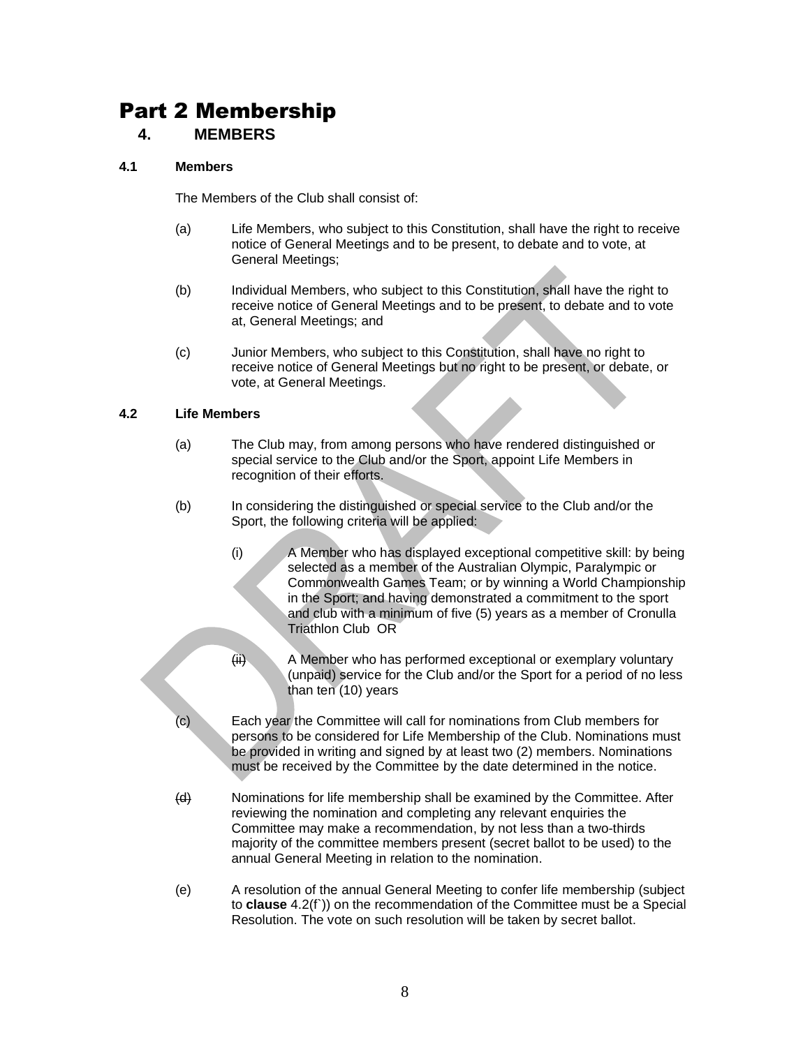# Part 2 Membership

## 4. MEMBERS

### 4.1 Members

The Members of the Club shall consist of:

(a) Life Members, who subject to this Constitution, shall have the right to receive notice of General Meetings and to be present, to debate and to vote, at General Meetings;

(b) Individual Members, who subject to this Constitution, shall have the right to receive notice of General Meetings and to be present, to debate and to vote at, General Meetings; and

(c) Junior Members, who subject to this Constitution, shall have no right to receive notice of General Meetings but no right to be present, or debate, or vote, at General Meetings.

### 4.2 Life Members

(a) The Club may, from among persons who have rendered distinguished or special service to the Club and/or the Sport, appoint Life Members in recognition of their efforts.

(b) In considering the distinguished or special service to the Club and/or the Sport, the following criteria will be applied:

(i) A Member who has displayed exceptional competitive skill: by being selected as a member of the Australian Olympic, Paralympic or Commonwealth Games Team; or by winning a World Championship in the Sport; and having demonstrated a commitment to the sport and club with a minimum of five (5) years as a member of Cronulla Triathlon Club OR

~~(ii)~~ A Member who has performed exceptional or exemplary voluntary (unpaid) service for the Club and/or the Sport for a period of no less than ten (10) years

(c) Each year the Committee will call for nominations from Club members for persons to be considered for Life Membership of the Club. Nominations must be provided in writing and signed by at least two (2) members. Nominations must be received by the Committee by the date determined in the notice.

~~(d)~~ Nominations for life membership shall be examined by the Committee. After reviewing the nomination and completing any relevant enquiries the Committee may make a recommendation, by not less than a two-thirds majority of the committee members present (secret ballot to be used) to the annual General Meeting in relation to the nomination.

(e) A resolution of the annual General Meeting to confer life membership (subject to **clause** 4.2(f`)) on the recommendation of the Committee must be a Special Resolution. The vote on such resolution will be taken by secret ballot.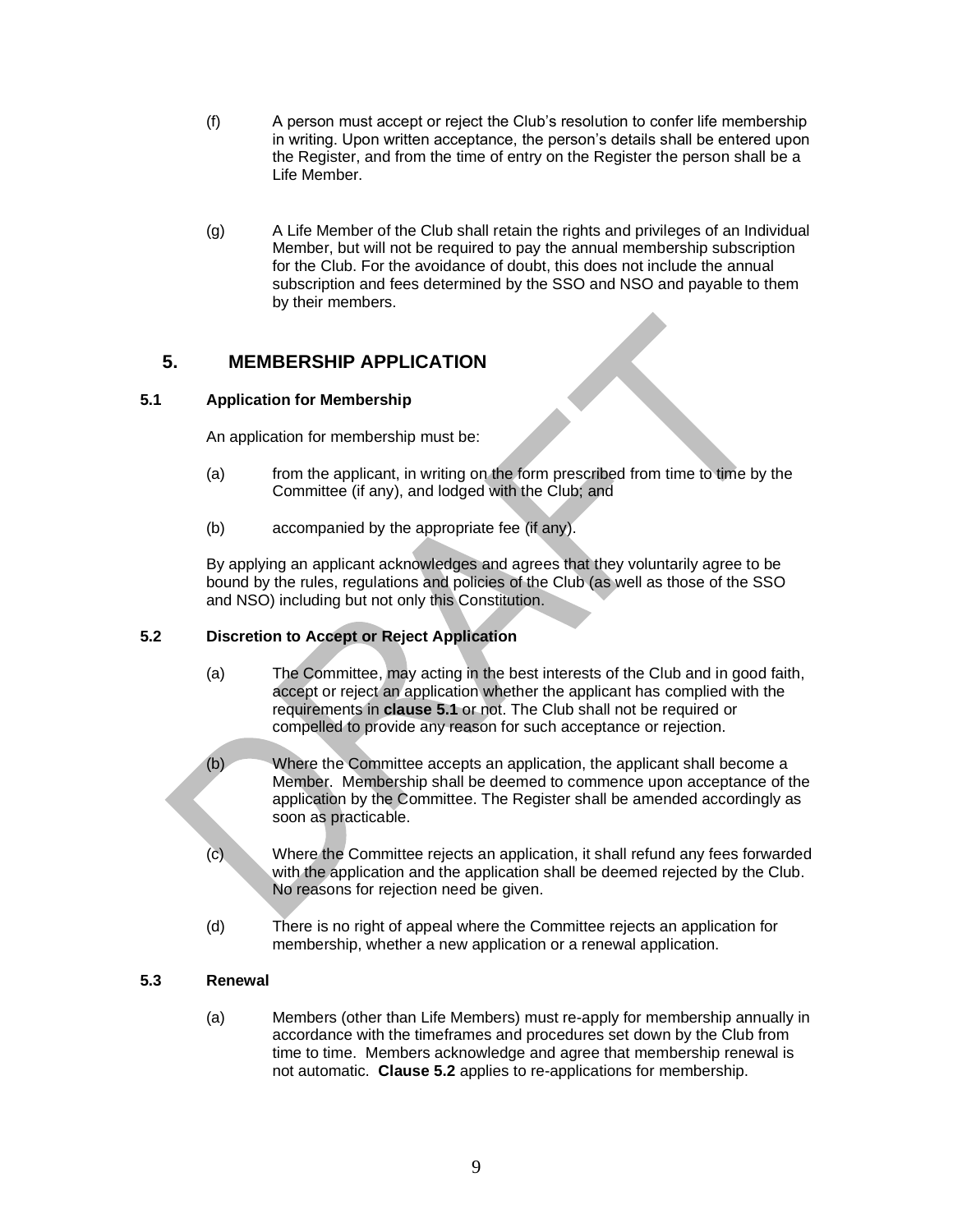(f) A person must accept or reject the Club's resolution to confer life membership in writing. Upon written acceptance, the person's details shall be entered upon the Register, and from the time of entry on the Register the person shall be a Life Member.

(g) A Life Member of the Club shall retain the rights and privileges of an Individual Member, but will not be required to pay the annual membership subscription for the Club. For the avoidance of doubt, this does not include the annual subscription and fees determined by the SSO and NSO and payable to them by their members.

## 5. MEMBERSHIP APPLICATION

### 5.1 Application for Membership

An application for membership must be:

(a) from the applicant, in writing on the form prescribed from time to time by the Committee (if any), and lodged with the Club; and

(b) accompanied by the appropriate fee (if any).

By applying an applicant acknowledges and agrees that they voluntarily agree to be bound by the rules, regulations and policies of the Club (as well as those of the SSO and NSO) including but not only this Constitution.

### 5.2 Discretion to Accept or Reject Application

(a) The Committee, may acting in the best interests of the Club and in good faith, accept or reject an application whether the applicant has complied with the requirements in **clause 5.1** or not. The Club shall not be required or compelled to provide any reason for such acceptance or rejection.

(b) Where the Committee accepts an application, the applicant shall become a Member. Membership shall be deemed to commence upon acceptance of the application by the Committee. The Register shall be amended accordingly as soon as practicable.

(c) Where the Committee rejects an application, it shall refund any fees forwarded with the application and the application shall be deemed rejected by the Club. No reasons for rejection need be given.

(d) There is no right of appeal where the Committee rejects an application for membership, whether a new application or a renewal application.

### 5.3 Renewal

(a) Members (other than Life Members) must re-apply for membership annually in accordance with the timeframes and procedures set down by the Club from time to time. Members acknowledge and agree that membership renewal is not automatic. **Clause 5.2** applies to re-applications for membership.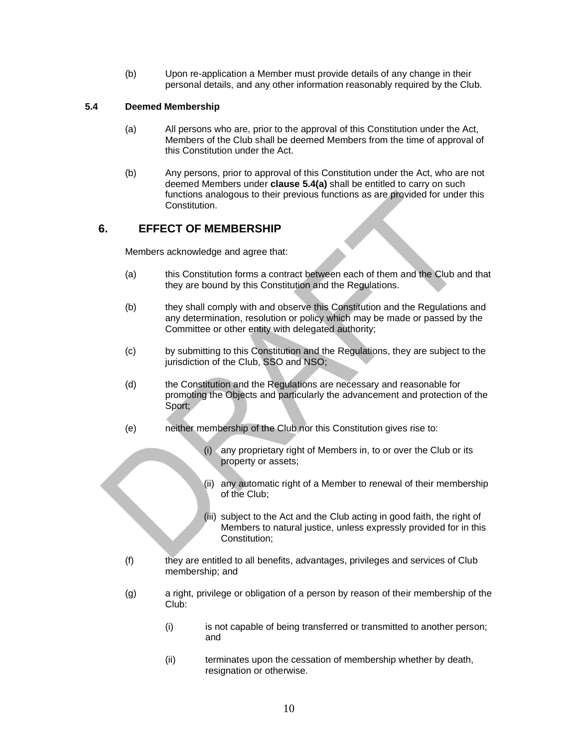(b) Upon re-application a Member must provide details of any change in their personal details, and any other information reasonably required by the Club.

### 5.4 Deemed Membership

(a) All persons who are, prior to the approval of this Constitution under the Act, Members of the Club shall be deemed Members from the time of approval of this Constitution under the Act.

(b) Any persons, prior to approval of this Constitution under the Act, who are not deemed Members under **clause 5.4(a)** shall be entitled to carry on such functions analogous to their previous functions as are provided for under this Constitution.

## 6. EFFECT OF MEMBERSHIP

Members acknowledge and agree that:

(a) this Constitution forms a contract between each of them and the Club and that they are bound by this Constitution and the Regulations.

(b) they shall comply with and observe this Constitution and the Regulations and any determination, resolution or policy which may be made or passed by the Committee or other entity with delegated authority;

(c) by submitting to this Constitution and the Regulations, they are subject to the jurisdiction of the Club, SSO and NSO;

(d) the Constitution and the Regulations are necessary and reasonable for promoting the Objects and particularly the advancement and protection of the Sport;

(e) neither membership of the Club nor this Constitution gives rise to:

(i) any proprietary right of Members in, to or over the Club or its property or assets;

(ii) any automatic right of a Member to renewal of their membership of the Club;

(iii) subject to the Act and the Club acting in good faith, the right of Members to natural justice, unless expressly provided for in this Constitution;

(f) they are entitled to all benefits, advantages, privileges and services of Club membership; and

(g) a right, privilege or obligation of a person by reason of their membership of the Club:

(i) is not capable of being transferred or transmitted to another person; and

(ii) terminates upon the cessation of membership whether by death, resignation or otherwise.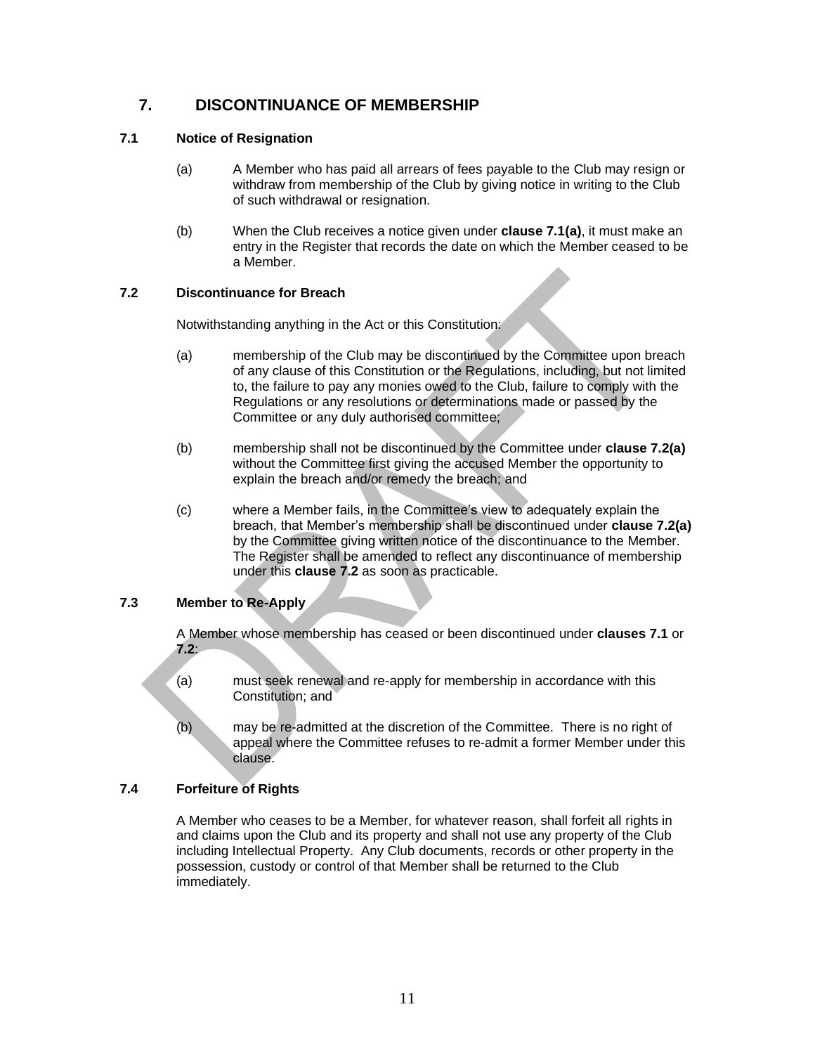## 7. DISCONTINUANCE OF MEMBERSHIP

### 7.1 Notice of Resignation

(a) A Member who has paid all arrears of fees payable to the Club may resign or withdraw from membership of the Club by giving notice in writing to the Club of such withdrawal or resignation.

(b) When the Club receives a notice given under **clause 7.1(a)**, it must make an entry in the Register that records the date on which the Member ceased to be a Member.

### 7.2 Discontinuance for Breach

Notwithstanding anything in the Act or this Constitution:

(a) membership of the Club may be discontinued by the Committee upon breach of any clause of this Constitution or the Regulations, including, but not limited to, the failure to pay any monies owed to the Club, failure to comply with the Regulations or any resolutions or determinations made or passed by the Committee or any duly authorised committee;

(b) membership shall not be discontinued by the Committee under **clause 7.2(a)** without the Committee first giving the accused Member the opportunity to explain the breach and/or remedy the breach; and

(c) where a Member fails, in the Committee's view to adequately explain the breach, that Member's membership shall be discontinued under **clause 7.2(a)** by the Committee giving written notice of the discontinuance to the Member. The Register shall be amended to reflect any discontinuance of membership under this **clause 7.2** as soon as practicable.

### 7.3 Member to Re-Apply

A Member whose membership has ceased or been discontinued under **clauses 7.1** or **7.2**:

(a) must seek renewal and re-apply for membership in accordance with this Constitution; and

(b) may be re-admitted at the discretion of the Committee. There is no right of appeal where the Committee refuses to re-admit a former Member under this clause.

### 7.4 Forfeiture of Rights

A Member who ceases to be a Member, for whatever reason, shall forfeit all rights in and claims upon the Club and its property and shall not use any property of the Club including Intellectual Property. Any Club documents, records or other property in the possession, custody or control of that Member shall be returned to the Club immediately.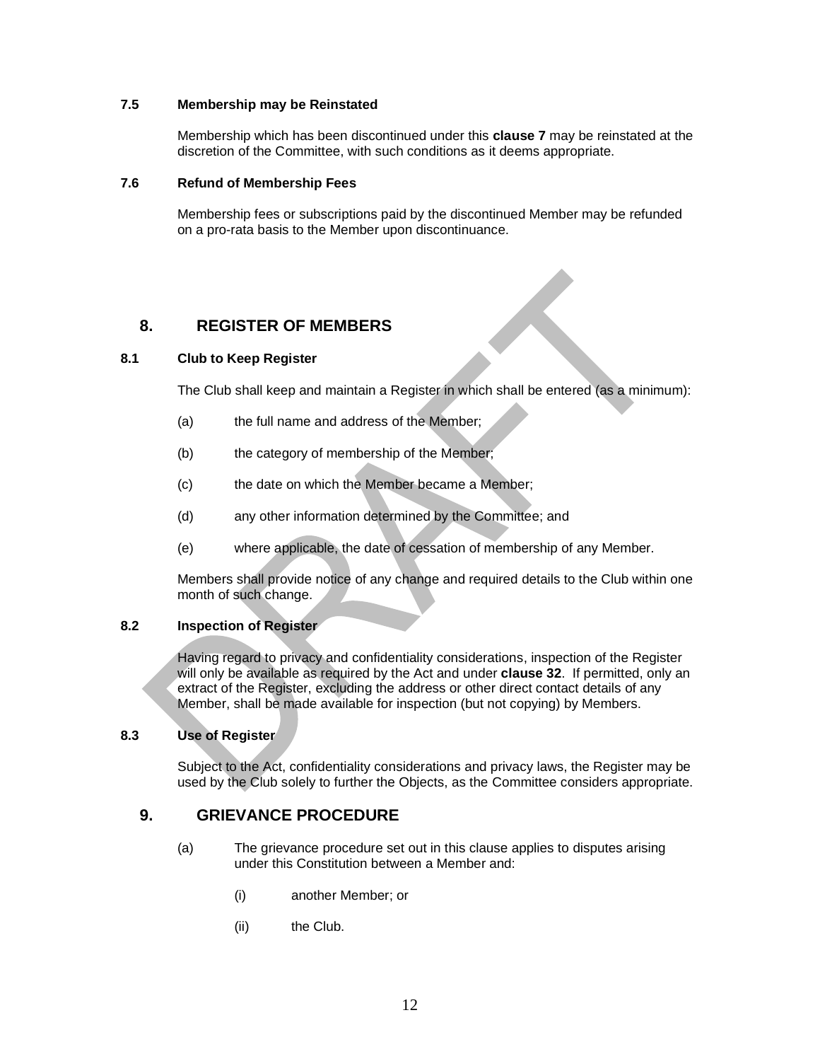### 7.5 Membership may be Reinstated

Membership which has been discontinued under this **clause 7** may be reinstated at the discretion of the Committee, with such conditions as it deems appropriate.

### 7.6 Refund of Membership Fees

Membership fees or subscriptions paid by the discontinued Member may be refunded on a pro-rata basis to the Member upon discontinuance.

## 8. REGISTER OF MEMBERS

### 8.1 Club to Keep Register

The Club shall keep and maintain a Register in which shall be entered (as a minimum):

(a) the full name and address of the Member;

(b) the category of membership of the Member;

(c) the date on which the Member became a Member;

(d) any other information determined by the Committee; and

(e) where applicable, the date of cessation of membership of any Member.

Members shall provide notice of any change and required details to the Club within one month of such change.

### 8.2 Inspection of Register

Having regard to privacy and confidentiality considerations, inspection of the Register will only be available as required by the Act and under **clause 32**. If permitted, only an extract of the Register, excluding the address or other direct contact details of any Member, shall be made available for inspection (but not copying) by Members.

### 8.3 Use of Register

Subject to the Act, confidentiality considerations and privacy laws, the Register may be used by the Club solely to further the Objects, as the Committee considers appropriate.

## 9. GRIEVANCE PROCEDURE

(a) The grievance procedure set out in this clause applies to disputes arising under this Constitution between a Member and:

(i) another Member; or

(ii) the Club.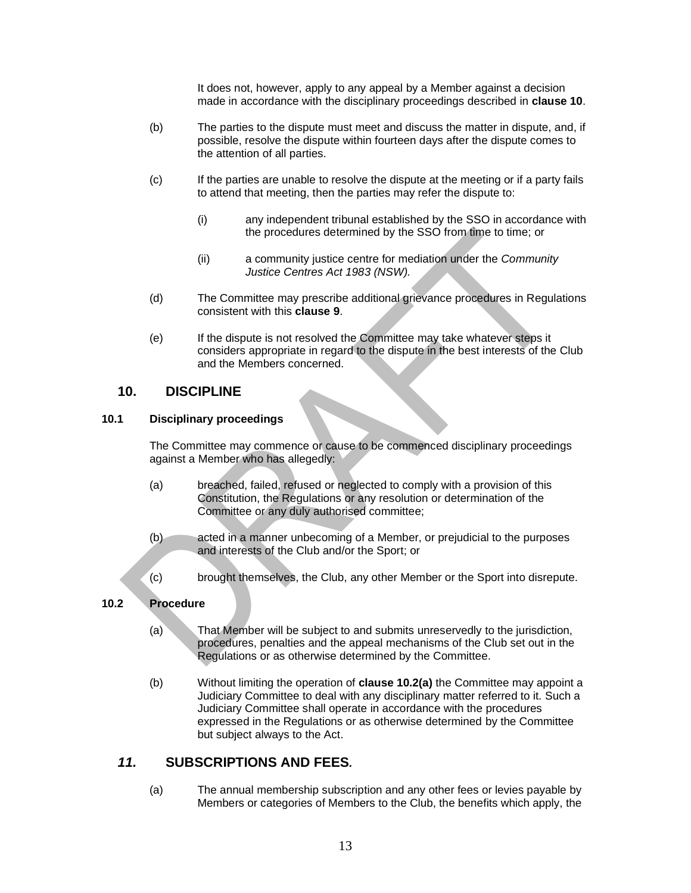It does not, however, apply to any appeal by a Member against a decision made in accordance with the disciplinary proceedings described in **clause 10**.

(b) The parties to the dispute must meet and discuss the matter in dispute, and, if possible, resolve the dispute within fourteen days after the dispute comes to the attention of all parties.

(c) If the parties are unable to resolve the dispute at the meeting or if a party fails to attend that meeting, then the parties may refer the dispute to:

(i) any independent tribunal established by the SSO in accordance with the procedures determined by the SSO from time to time; or

(ii) a community justice centre for mediation under the *Community Justice Centres Act 1983 (NSW).*

(d) The Committee may prescribe additional grievance procedures in Regulations consistent with this **clause 9**.

(e) If the dispute is not resolved the Committee may take whatever steps it considers appropriate in regard to the dispute in the best interests of the Club and the Members concerned.

## 10. DISCIPLINE

### 10.1 Disciplinary proceedings

The Committee may commence or cause to be commenced disciplinary proceedings against a Member who has allegedly:

(a) breached, failed, refused or neglected to comply with a provision of this Constitution, the Regulations or any resolution or determination of the Committee or any duly authorised committee;

(b) acted in a manner unbecoming of a Member, or prejudicial to the purposes and interests of the Club and/or the Sport; or

(c) brought themselves, the Club, any other Member or the Sport into disrepute.

### 10.2 Procedure

(a) That Member will be subject to and submits unreservedly to the jurisdiction, procedures, penalties and the appeal mechanisms of the Club set out in the Regulations or as otherwise determined by the Committee.

(b) Without limiting the operation of **clause 10.2(a)** the Committee may appoint a Judiciary Committee to deal with any disciplinary matter referred to it. Such a Judiciary Committee shall operate in accordance with the procedures expressed in the Regulations or as otherwise determined by the Committee but subject always to the Act.

## *11.* SUBSCRIPTIONS AND FEES*.*

(a) The annual membership subscription and any other fees or levies payable by Members or categories of Members to the Club, the benefits which apply, the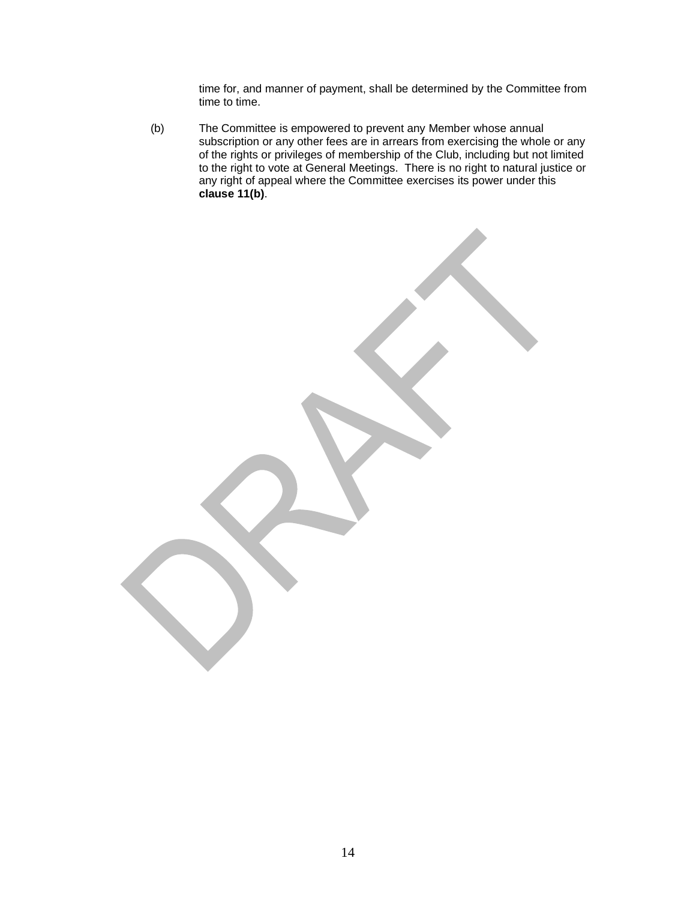time for, and manner of payment, shall be determined by the Committee from time to time.

(b) The Committee is empowered to prevent any Member whose annual subscription or any other fees are in arrears from exercising the whole or any of the rights or privileges of membership of the Club, including but not limited to the right to vote at General Meetings. There is no right to natural justice or any right of appeal where the Committee exercises its power under this **clause 11(b)**.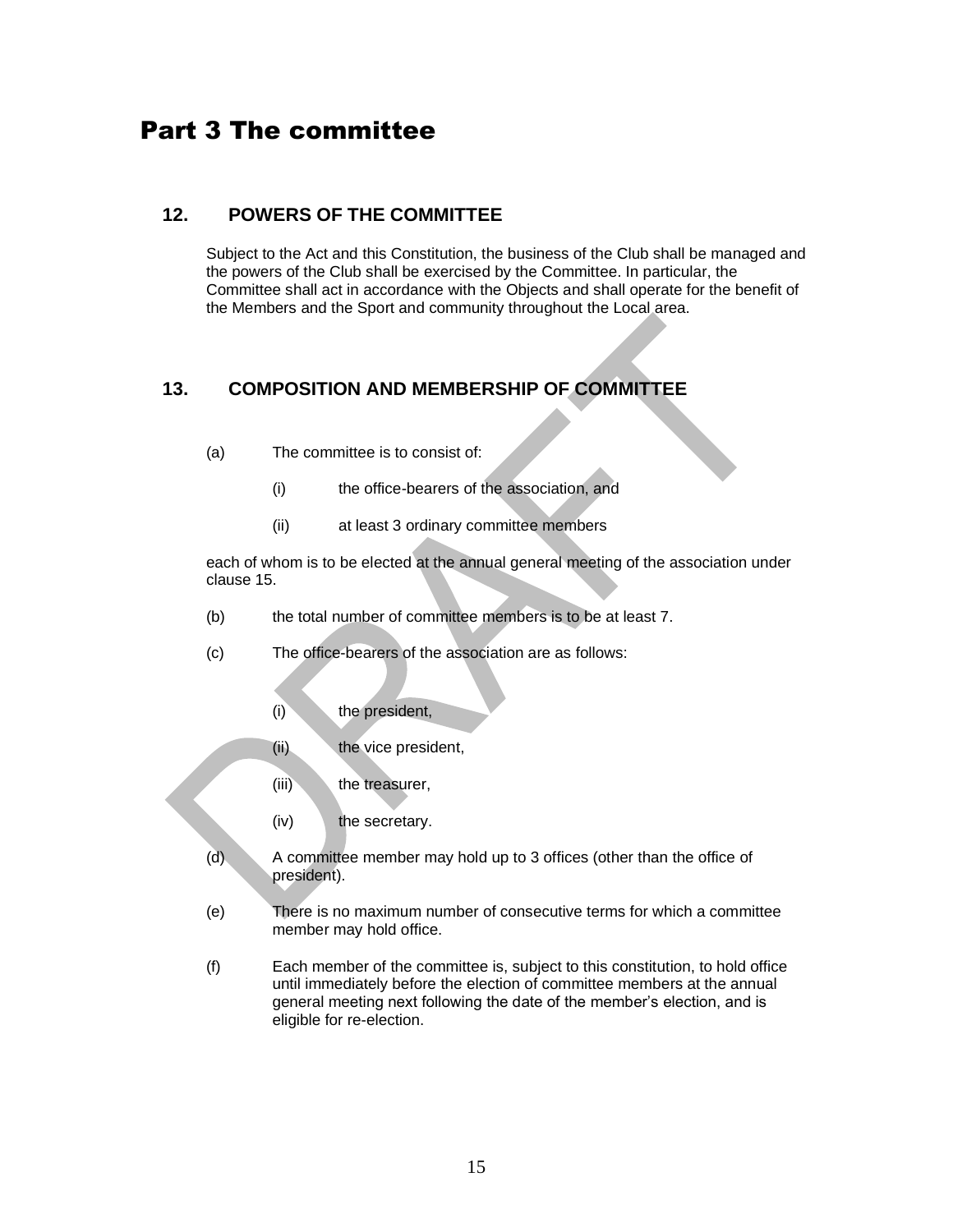# Part 3 The committee

## 12. POWERS OF THE COMMITTEE

Subject to the Act and this Constitution, the business of the Club shall be managed and the powers of the Club shall be exercised by the Committee. In particular, the Committee shall act in accordance with the Objects and shall operate for the benefit of the Members and the Sport and community throughout the Local area.

## 13. COMPOSITION AND MEMBERSHIP OF COMMITTEE

(a) The committee is to consist of:

(i) the office-bearers of the association, and

(ii) at least 3 ordinary committee members

each of whom is to be elected at the annual general meeting of the association under clause 15.

(b) the total number of committee members is to be at least 7.

(c) The office-bearers of the association are as follows:

(i) the president,

(ii) the vice president,

(iii) the treasurer,

(iv) the secretary.

(d) A committee member may hold up to 3 offices (other than the office of president).

(e) There is no maximum number of consecutive terms for which a committee member may hold office.

(f) Each member of the committee is, subject to this constitution, to hold office until immediately before the election of committee members at the annual general meeting next following the date of the member's election, and is eligible for re-election.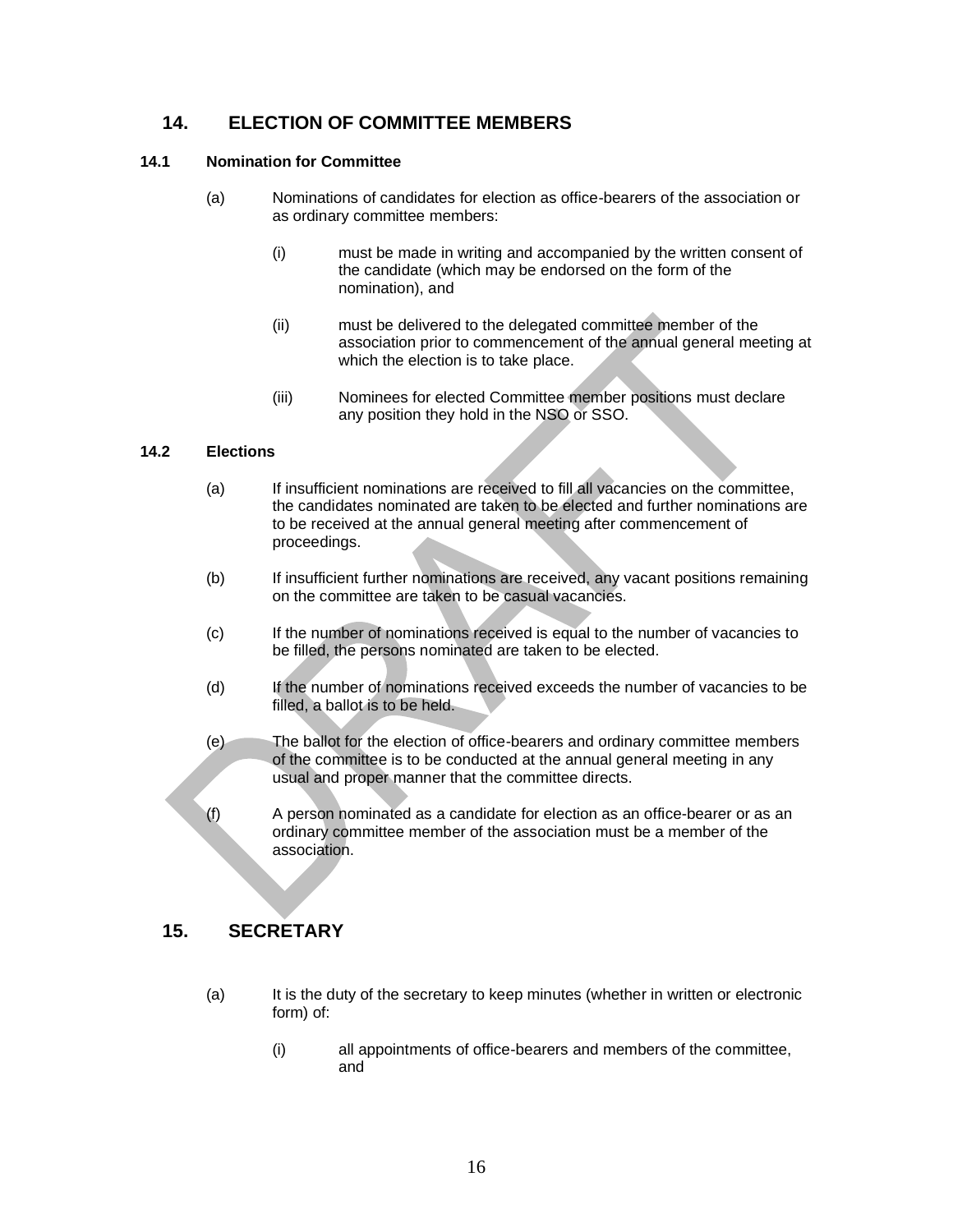## 14. ELECTION OF COMMITTEE MEMBERS

### 14.1 Nomination for Committee

(a) Nominations of candidates for election as office-bearers of the association or as ordinary committee members:

  (i) must be made in writing and accompanied by the written consent of the candidate (which may be endorsed on the form of the nomination), and

  (ii) must be delivered to the delegated committee member of the association prior to commencement of the annual general meeting at which the election is to take place.

  (iii) Nominees for elected Committee member positions must declare any position they hold in the NSO or SSO.

### 14.2 Elections

(a) If insufficient nominations are received to fill all vacancies on the committee, the candidates nominated are taken to be elected and further nominations are to be received at the annual general meeting after commencement of proceedings.

(b) If insufficient further nominations are received, any vacant positions remaining on the committee are taken to be casual vacancies.

(c) If the number of nominations received is equal to the number of vacancies to be filled, the persons nominated are taken to be elected.

(d) If the number of nominations received exceeds the number of vacancies to be filled, a ballot is to be held.

(e) The ballot for the election of office-bearers and ordinary committee members of the committee is to be conducted at the annual general meeting in any usual and proper manner that the committee directs.

(f) A person nominated as a candidate for election as an office-bearer or as an ordinary committee member of the association must be a member of the association.

## 15. SECRETARY

(a) It is the duty of the secretary to keep minutes (whether in written or electronic form) of:

  (i) all appointments of office-bearers and members of the committee, and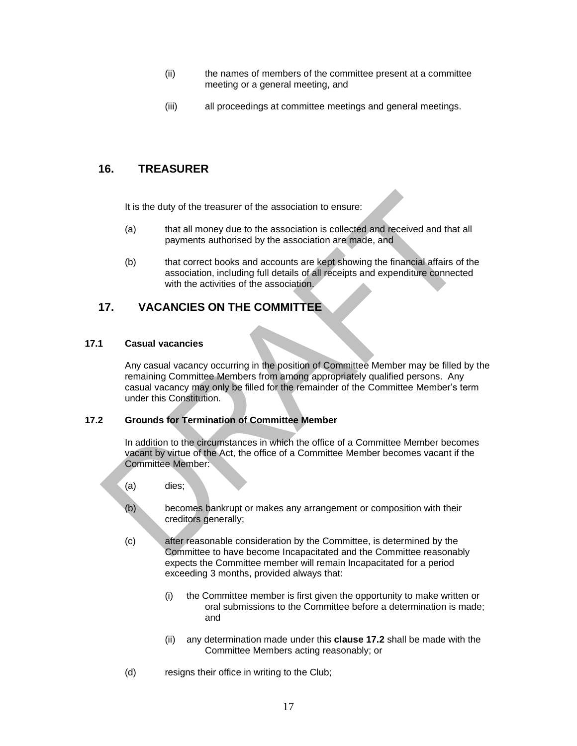(ii) the names of members of the committee present at a committee meeting or a general meeting, and

(iii) all proceedings at committee meetings and general meetings.

## 16. TREASURER

It is the duty of the treasurer of the association to ensure:

(a) that all money due to the association is collected and received and that all payments authorised by the association are made, and

(b) that correct books and accounts are kept showing the financial affairs of the association, including full details of all receipts and expenditure connected with the activities of the association.

## 17. VACANCIES ON THE COMMITTEE

### 17.1 Casual vacancies

Any casual vacancy occurring in the position of Committee Member may be filled by the remaining Committee Members from among appropriately qualified persons. Any casual vacancy may only be filled for the remainder of the Committee Member's term under this Constitution.

### 17.2 Grounds for Termination of Committee Member

In addition to the circumstances in which the office of a Committee Member becomes vacant by virtue of the Act, the office of a Committee Member becomes vacant if the Committee Member:

(a) dies;

(b) becomes bankrupt or makes any arrangement or composition with their creditors generally;

(c) after reasonable consideration by the Committee, is determined by the Committee to have become Incapacitated and the Committee reasonably expects the Committee member will remain Incapacitated for a period exceeding 3 months, provided always that:

   (i) the Committee member is first given the opportunity to make written or oral submissions to the Committee before a determination is made; and

   (ii) any determination made under this **clause 17.2** shall be made with the Committee Members acting reasonably; or

(d) resigns their office in writing to the Club;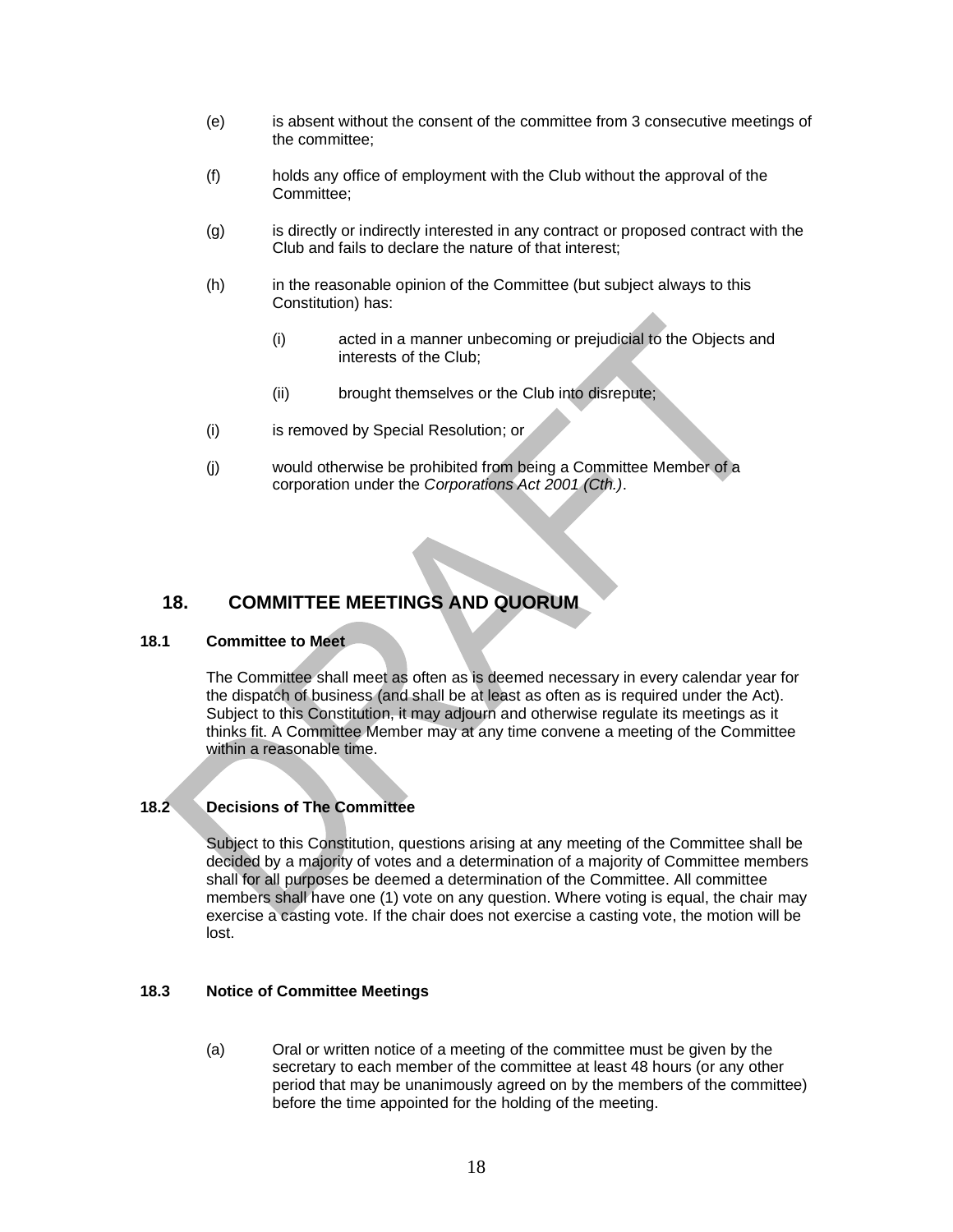(e) is absent without the consent of the committee from 3 consecutive meetings of the committee;

(f) holds any office of employment with the Club without the approval of the Committee;

(g) is directly or indirectly interested in any contract or proposed contract with the Club and fails to declare the nature of that interest;

(h) in the reasonable opinion of the Committee (but subject always to this Constitution) has:

   (i) acted in a manner unbecoming or prejudicial to the Objects and interests of the Club;

   (ii) brought themselves or the Club into disrepute;

(i) is removed by Special Resolution; or

(j) would otherwise be prohibited from being a Committee Member of a corporation under the *Corporations Act 2001 (Cth.)*.

## 18. COMMITTEE MEETINGS AND QUORUM

### 18.1 Committee to Meet

The Committee shall meet as often as is deemed necessary in every calendar year for the dispatch of business (and shall be at least as often as is required under the Act). Subject to this Constitution, it may adjourn and otherwise regulate its meetings as it thinks fit. A Committee Member may at any time convene a meeting of the Committee within a reasonable time.

### 18.2 Decisions of The Committee

Subject to this Constitution, questions arising at any meeting of the Committee shall be decided by a majority of votes and a determination of a majority of Committee members shall for all purposes be deemed a determination of the Committee. All committee members shall have one (1) vote on any question. Where voting is equal, the chair may exercise a casting vote. If the chair does not exercise a casting vote, the motion will be lost.

### 18.3 Notice of Committee Meetings

(a) Oral or written notice of a meeting of the committee must be given by the secretary to each member of the committee at least 48 hours (or any other period that may be unanimously agreed on by the members of the committee) before the time appointed for the holding of the meeting.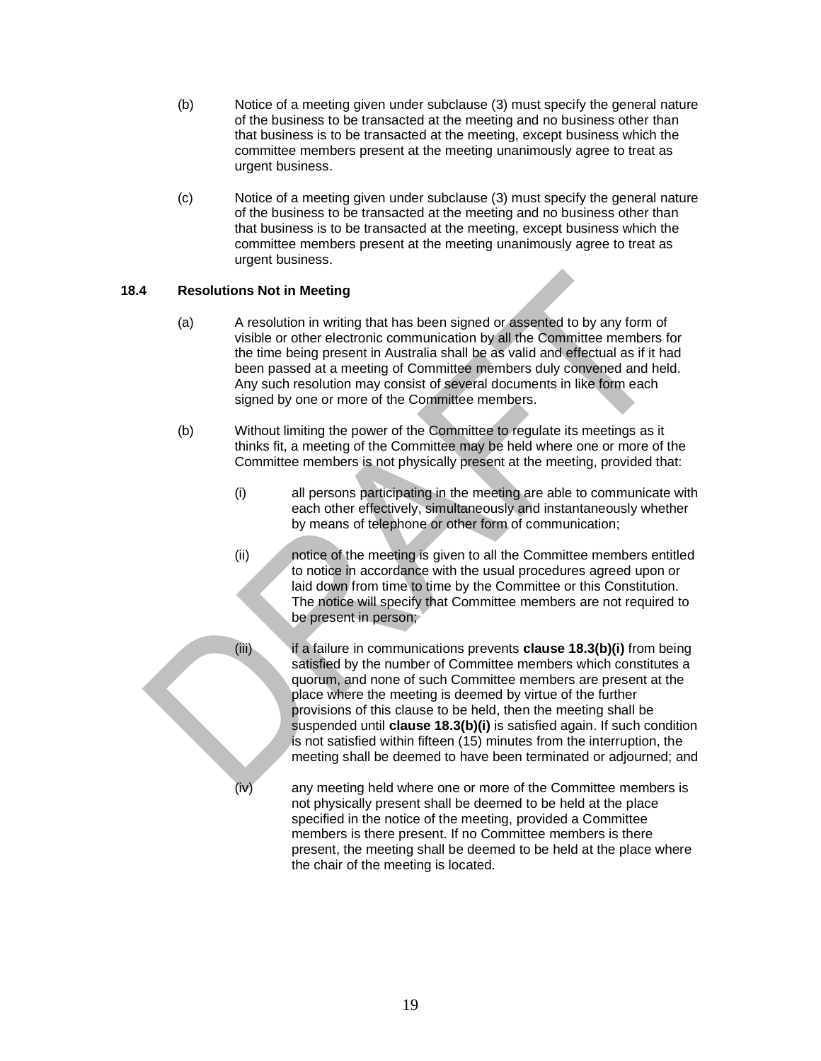(b) Notice of a meeting given under subclause (3) must specify the general nature of the business to be transacted at the meeting and no business other than that business is to be transacted at the meeting, except business which the committee members present at the meeting unanimously agree to treat as urgent business.

(c) Notice of a meeting given under subclause (3) must specify the general nature of the business to be transacted at the meeting and no business other than that business is to be transacted at the meeting, except business which the committee members present at the meeting unanimously agree to treat as urgent business.

### 18.4 Resolutions Not in Meeting

(a) A resolution in writing that has been signed or assented to by any form of visible or other electronic communication by all the Committee members for the time being present in Australia shall be as valid and effectual as if it had been passed at a meeting of Committee members duly convened and held. Any such resolution may consist of several documents in like form each signed by one or more of the Committee members.

(b) Without limiting the power of the Committee to regulate its meetings as it thinks fit, a meeting of the Committee may be held where one or more of the Committee members is not physically present at the meeting, provided that:

(i) all persons participating in the meeting are able to communicate with each other effectively, simultaneously and instantaneously whether by means of telephone or other form of communication;

(ii) notice of the meeting is given to all the Committee members entitled to notice in accordance with the usual procedures agreed upon or laid down from time to time by the Committee or this Constitution. The notice will specify that Committee members are not required to be present in person;

(iii) if a failure in communications prevents **clause 18.3(b)(i)** from being satisfied by the number of Committee members which constitutes a quorum, and none of such Committee members are present at the place where the meeting is deemed by virtue of the further provisions of this clause to be held, then the meeting shall be suspended until **clause 18.3(b)(i)** is satisfied again. If such condition is not satisfied within fifteen (15) minutes from the interruption, the meeting shall be deemed to have been terminated or adjourned; and

(iv) any meeting held where one or more of the Committee members is not physically present shall be deemed to be held at the place specified in the notice of the meeting, provided a Committee members is there present. If no Committee members is there present, the meeting shall be deemed to be held at the place where the chair of the meeting is located.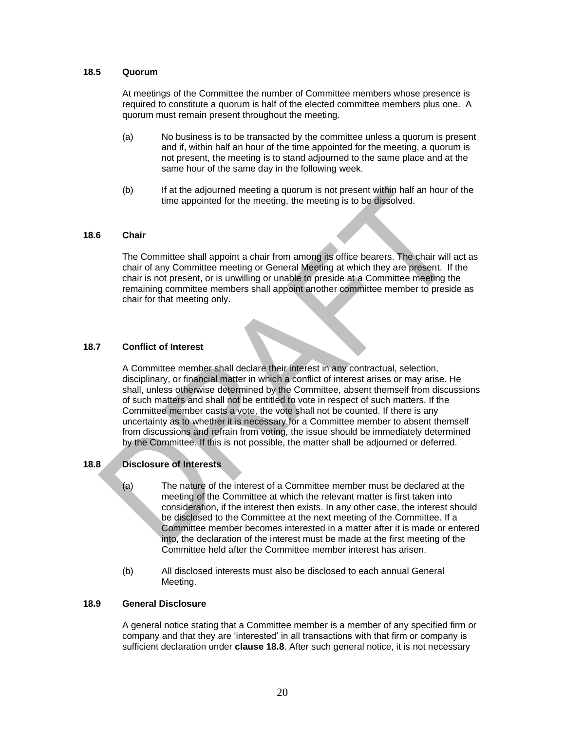### 18.5 Quorum

At meetings of the Committee the number of Committee members whose presence is required to constitute a quorum is half of the elected committee members plus one. A quorum must remain present throughout the meeting.

(a) No business is to be transacted by the committee unless a quorum is present and if, within half an hour of the time appointed for the meeting, a quorum is not present, the meeting is to stand adjourned to the same place and at the same hour of the same day in the following week.

(b) If at the adjourned meeting a quorum is not present within half an hour of the time appointed for the meeting, the meeting is to be dissolved.

### 18.6 Chair

The Committee shall appoint a chair from among its office bearers. The chair will act as chair of any Committee meeting or General Meeting at which they are present. If the chair is not present, or is unwilling or unable to preside at a Committee meeting the remaining committee members shall appoint another committee member to preside as chair for that meeting only.

### 18.7 Conflict of Interest

A Committee member shall declare their interest in any contractual, selection, disciplinary, or financial matter in which a conflict of interest arises or may arise. He shall, unless otherwise determined by the Committee, absent themself from discussions of such matters and shall not be entitled to vote in respect of such matters. If the Committee member casts a vote, the vote shall not be counted. If there is any uncertainty as to whether it is necessary for a Committee member to absent themself from discussions and refrain from voting, the issue should be immediately determined by the Committee. If this is not possible, the matter shall be adjourned or deferred.

### 18.8 Disclosure of Interests

(a) The nature of the interest of a Committee member must be declared at the meeting of the Committee at which the relevant matter is first taken into consideration, if the interest then exists. In any other case, the interest should be disclosed to the Committee at the next meeting of the Committee. If a Committee member becomes interested in a matter after it is made or entered into, the declaration of the interest must be made at the first meeting of the Committee held after the Committee member interest has arisen.

(b) All disclosed interests must also be disclosed to each annual General Meeting.

### 18.9 General Disclosure

A general notice stating that a Committee member is a member of any specified firm or company and that they are 'interested' in all transactions with that firm or company is sufficient declaration under **clause 18.8**. After such general notice, it is not necessary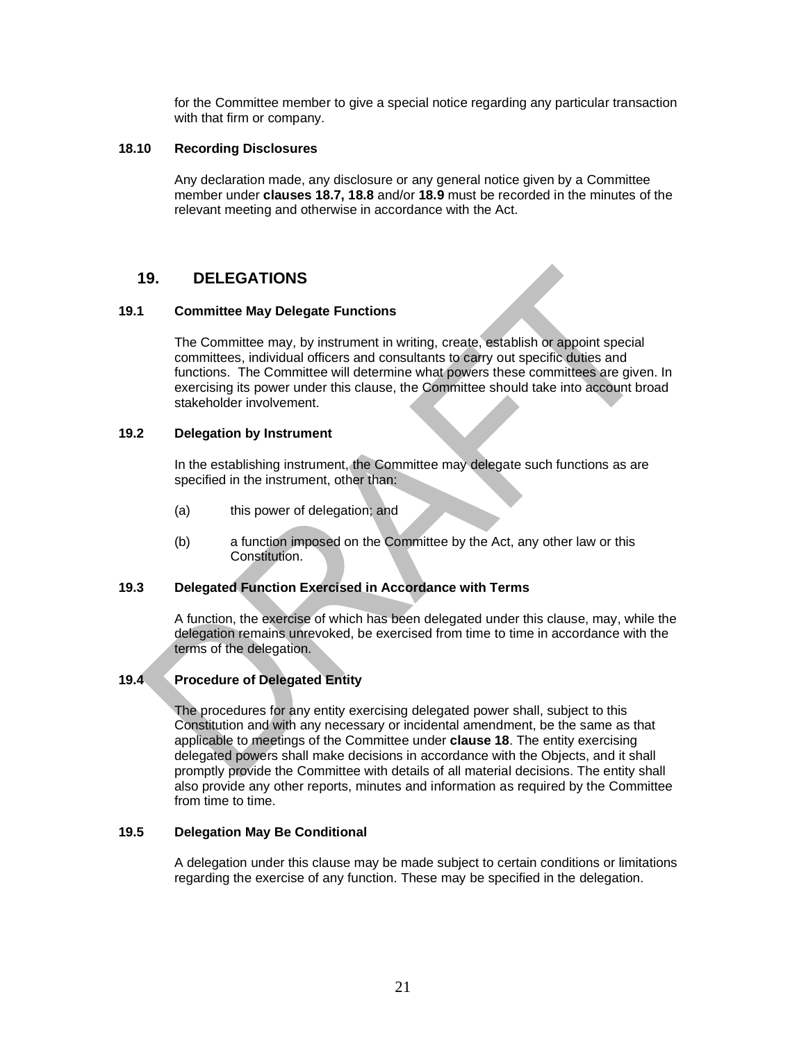for the Committee member to give a special notice regarding any particular transaction with that firm or company.

### 18.10 Recording Disclosures

Any declaration made, any disclosure or any general notice given by a Committee member under **clauses 18.7, 18.8** and/or **18.9** must be recorded in the minutes of the relevant meeting and otherwise in accordance with the Act.

## 19. DELEGATIONS

### 19.1 Committee May Delegate Functions

The Committee may, by instrument in writing, create, establish or appoint special committees, individual officers and consultants to carry out specific duties and functions. The Committee will determine what powers these committees are given. In exercising its power under this clause, the Committee should take into account broad stakeholder involvement.

### 19.2 Delegation by Instrument

In the establishing instrument, the Committee may delegate such functions as are specified in the instrument, other than:

(a) this power of delegation; and

(b) a function imposed on the Committee by the Act, any other law or this Constitution.

### 19.3 Delegated Function Exercised in Accordance with Terms

A function, the exercise of which has been delegated under this clause, may, while the delegation remains unrevoked, be exercised from time to time in accordance with the terms of the delegation.

### 19.4 Procedure of Delegated Entity

The procedures for any entity exercising delegated power shall, subject to this Constitution and with any necessary or incidental amendment, be the same as that applicable to meetings of the Committee under **clause 18**. The entity exercising delegated powers shall make decisions in accordance with the Objects, and it shall promptly provide the Committee with details of all material decisions. The entity shall also provide any other reports, minutes and information as required by the Committee from time to time.

### 19.5 Delegation May Be Conditional

A delegation under this clause may be made subject to certain conditions or limitations regarding the exercise of any function. These may be specified in the delegation.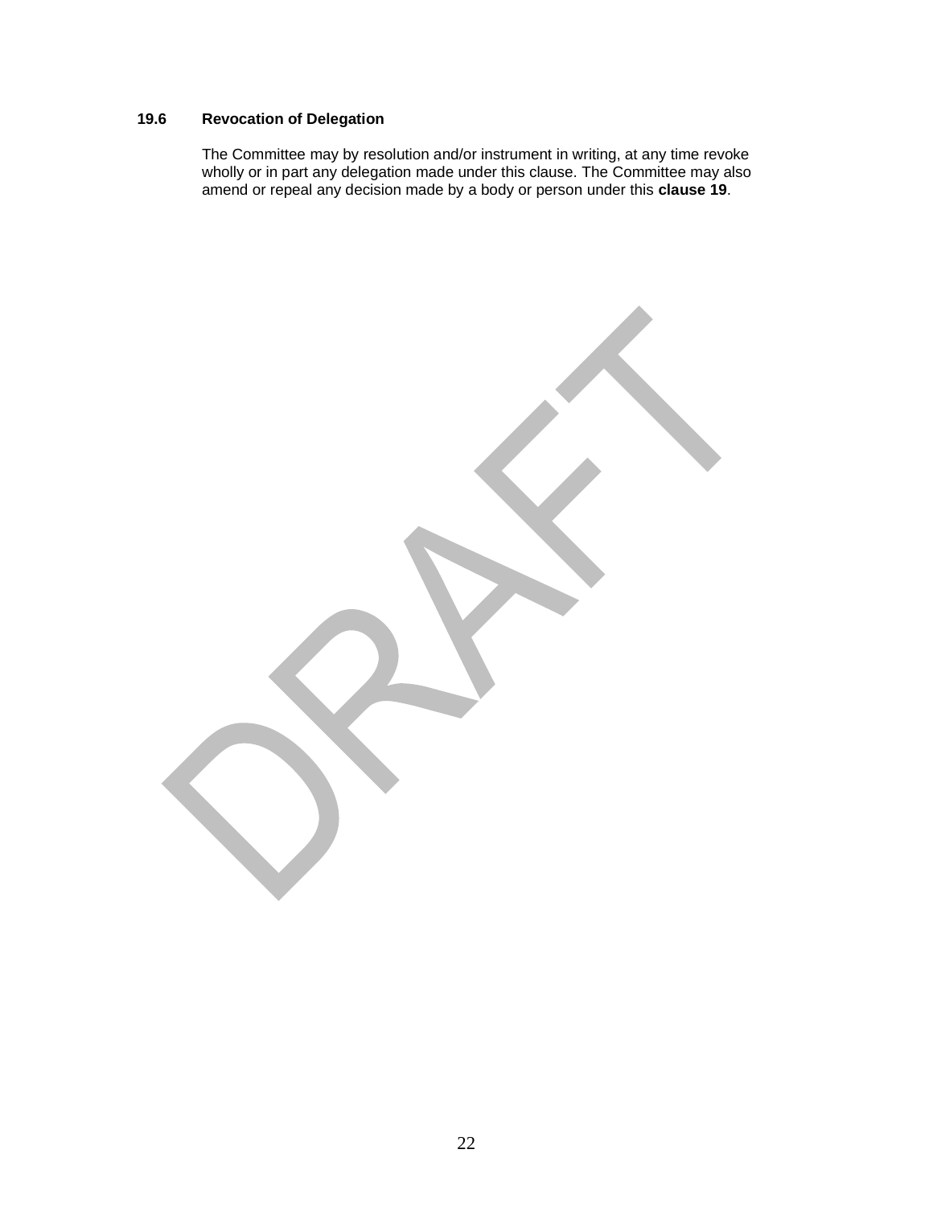### 19.6 Revocation of Delegation

The Committee may by resolution and/or instrument in writing, at any time revoke wholly or in part any delegation made under this clause. The Committee may also amend or repeal any decision made by a body or person under this **clause 19**.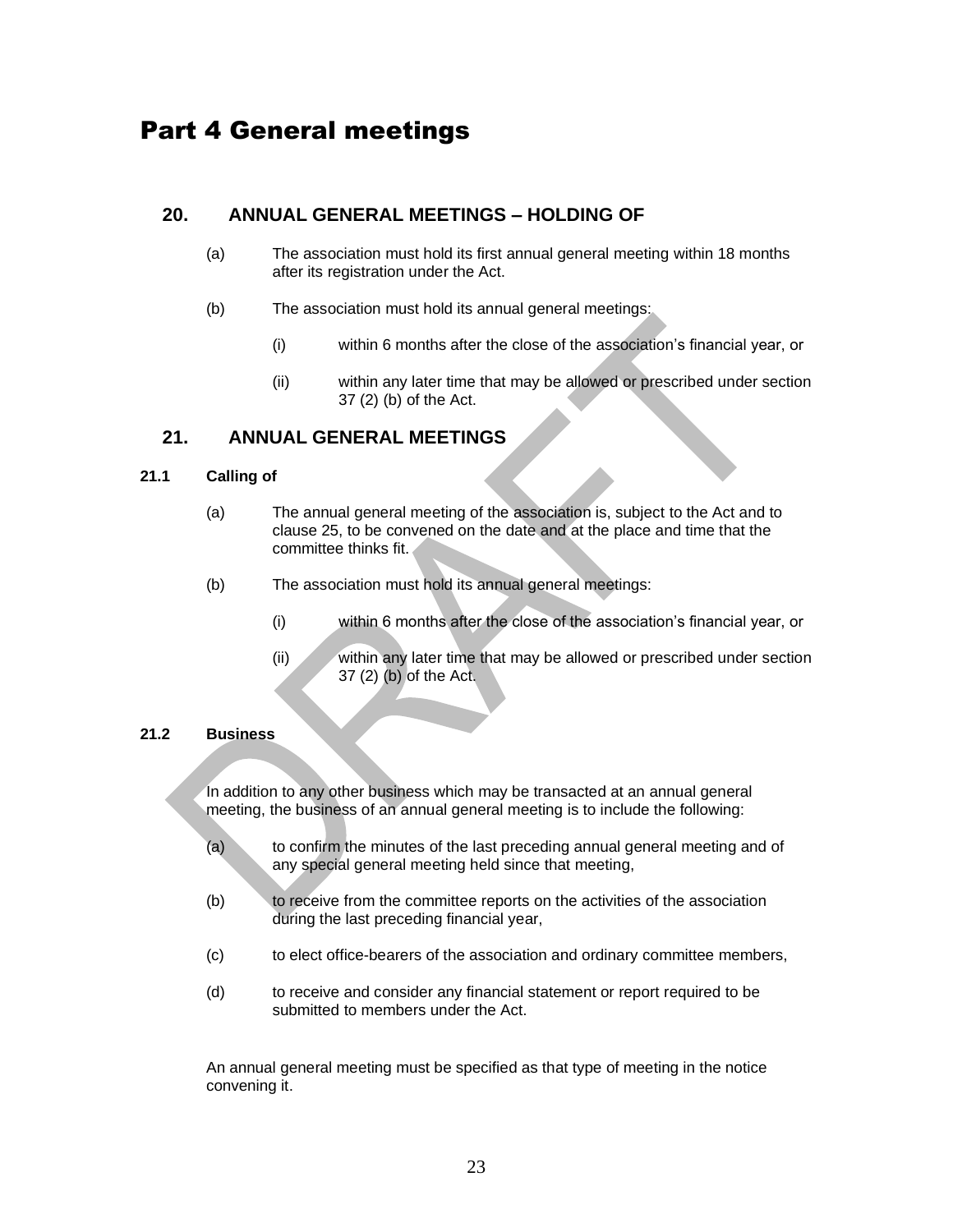# Part 4 General meetings

## 20. ANNUAL GENERAL MEETINGS – HOLDING OF

(a) The association must hold its first annual general meeting within 18 months after its registration under the Act.

(b) The association must hold its annual general meetings:

(i) within 6 months after the close of the association's financial year, or

(ii) within any later time that may be allowed or prescribed under section 37 (2) (b) of the Act.

## 21. ANNUAL GENERAL MEETINGS

### 21.1 Calling of

(a) The annual general meeting of the association is, subject to the Act and to clause 25, to be convened on the date and at the place and time that the committee thinks fit.

(b) The association must hold its annual general meetings:

(i) within 6 months after the close of the association's financial year, or

(ii) within any later time that may be allowed or prescribed under section 37 (2) (b) of the Act.

### 21.2 Business

In addition to any other business which may be transacted at an annual general meeting, the business of an annual general meeting is to include the following:

(a) to confirm the minutes of the last preceding annual general meeting and of any special general meeting held since that meeting,

(b) to receive from the committee reports on the activities of the association during the last preceding financial year,

(c) to elect office-bearers of the association and ordinary committee members,

(d) to receive and consider any financial statement or report required to be submitted to members under the Act.

An annual general meeting must be specified as that type of meeting in the notice convening it.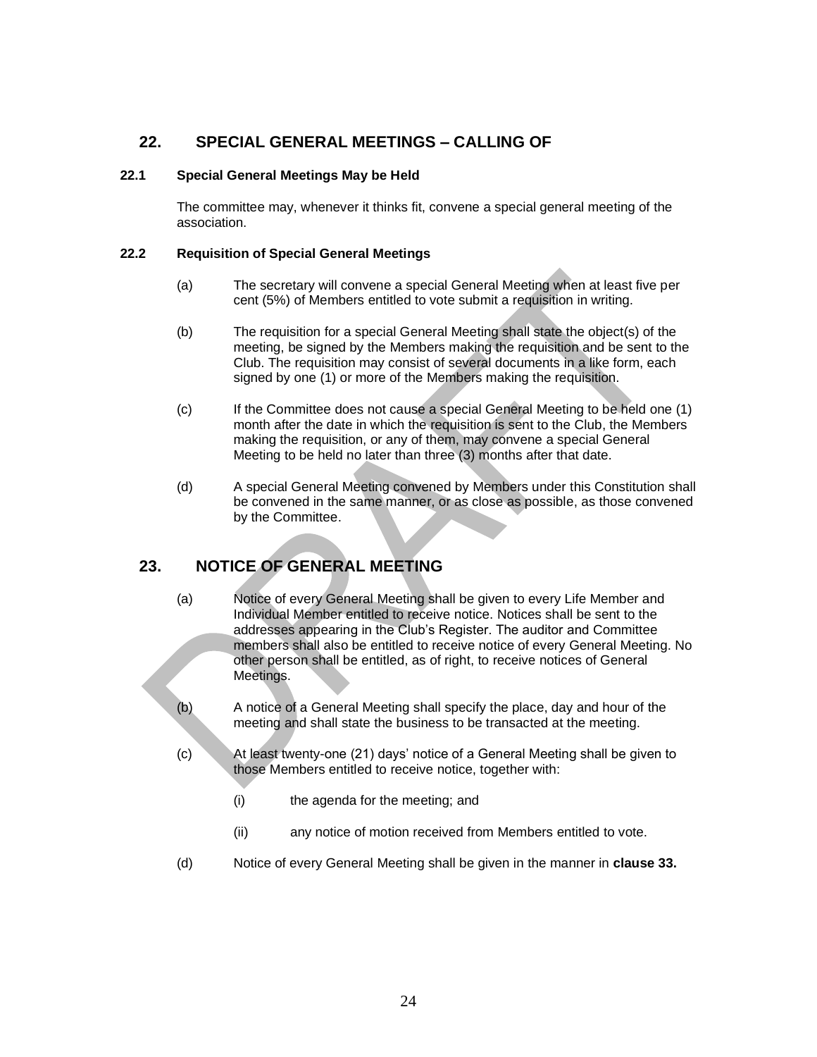## 22. SPECIAL GENERAL MEETINGS – CALLING OF

### 22.1 Special General Meetings May be Held

The committee may, whenever it thinks fit, convene a special general meeting of the association.

### 22.2 Requisition of Special General Meetings

(a) The secretary will convene a special General Meeting when at least five per cent (5%) of Members entitled to vote submit a requisition in writing.

(b) The requisition for a special General Meeting shall state the object(s) of the meeting, be signed by the Members making the requisition and be sent to the Club. The requisition may consist of several documents in a like form, each signed by one (1) or more of the Members making the requisition.

(c) If the Committee does not cause a special General Meeting to be held one (1) month after the date in which the requisition is sent to the Club, the Members making the requisition, or any of them, may convene a special General Meeting to be held no later than three (3) months after that date.

(d) A special General Meeting convened by Members under this Constitution shall be convened in the same manner, or as close as possible, as those convened by the Committee.

## 23. NOTICE OF GENERAL MEETING

(a) Notice of every General Meeting shall be given to every Life Member and Individual Member entitled to receive notice. Notices shall be sent to the addresses appearing in the Club's Register. The auditor and Committee members shall also be entitled to receive notice of every General Meeting. No other person shall be entitled, as of right, to receive notices of General Meetings.

(b) A notice of a General Meeting shall specify the place, day and hour of the meeting and shall state the business to be transacted at the meeting.

(c) At least twenty-one (21) days' notice of a General Meeting shall be given to those Members entitled to receive notice, together with:

  (i) the agenda for the meeting; and

  (ii) any notice of motion received from Members entitled to vote.

(d) Notice of every General Meeting shall be given in the manner in **clause 33.**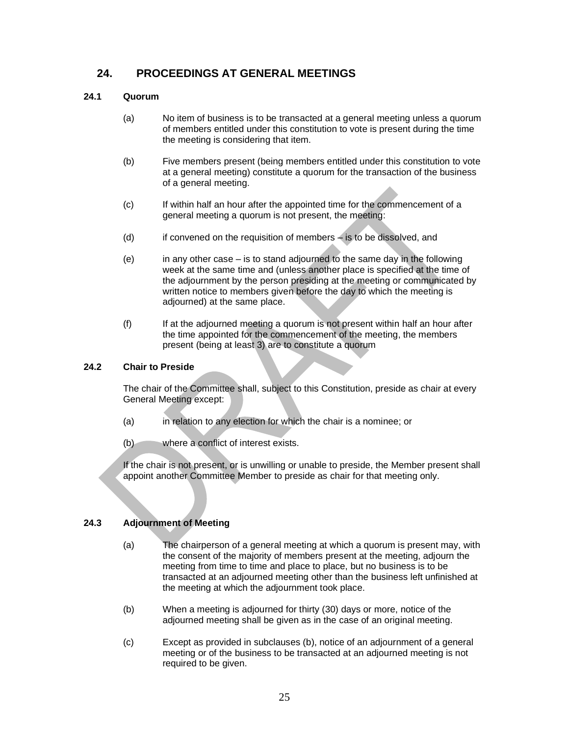## 24. PROCEEDINGS AT GENERAL MEETINGS

### 24.1 Quorum

(a) No item of business is to be transacted at a general meeting unless a quorum of members entitled under this constitution to vote is present during the time the meeting is considering that item.

(b) Five members present (being members entitled under this constitution to vote at a general meeting) constitute a quorum for the transaction of the business of a general meeting.

(c) If within half an hour after the appointed time for the commencement of a general meeting a quorum is not present, the meeting:

(d) if convened on the requisition of members – is to be dissolved, and

(e) in any other case – is to stand adjourned to the same day in the following week at the same time and (unless another place is specified at the time of the adjournment by the person presiding at the meeting or communicated by written notice to members given before the day to which the meeting is adjourned) at the same place.

(f) If at the adjourned meeting a quorum is not present within half an hour after the time appointed for the commencement of the meeting, the members present (being at least 3) are to constitute a quorum

### 24.2 Chair to Preside

The chair of the Committee shall, subject to this Constitution, preside as chair at every General Meeting except:

(a) in relation to any election for which the chair is a nominee; or

(b) where a conflict of interest exists.

If the chair is not present, or is unwilling or unable to preside, the Member present shall appoint another Committee Member to preside as chair for that meeting only.

### 24.3 Adjournment of Meeting

(a) The chairperson of a general meeting at which a quorum is present may, with the consent of the majority of members present at the meeting, adjourn the meeting from time to time and place to place, but no business is to be transacted at an adjourned meeting other than the business left unfinished at the meeting at which the adjournment took place.

(b) When a meeting is adjourned for thirty (30) days or more, notice of the adjourned meeting shall be given as in the case of an original meeting.

(c) Except as provided in subclauses (b), notice of an adjournment of a general meeting or of the business to be transacted at an adjourned meeting is not required to be given.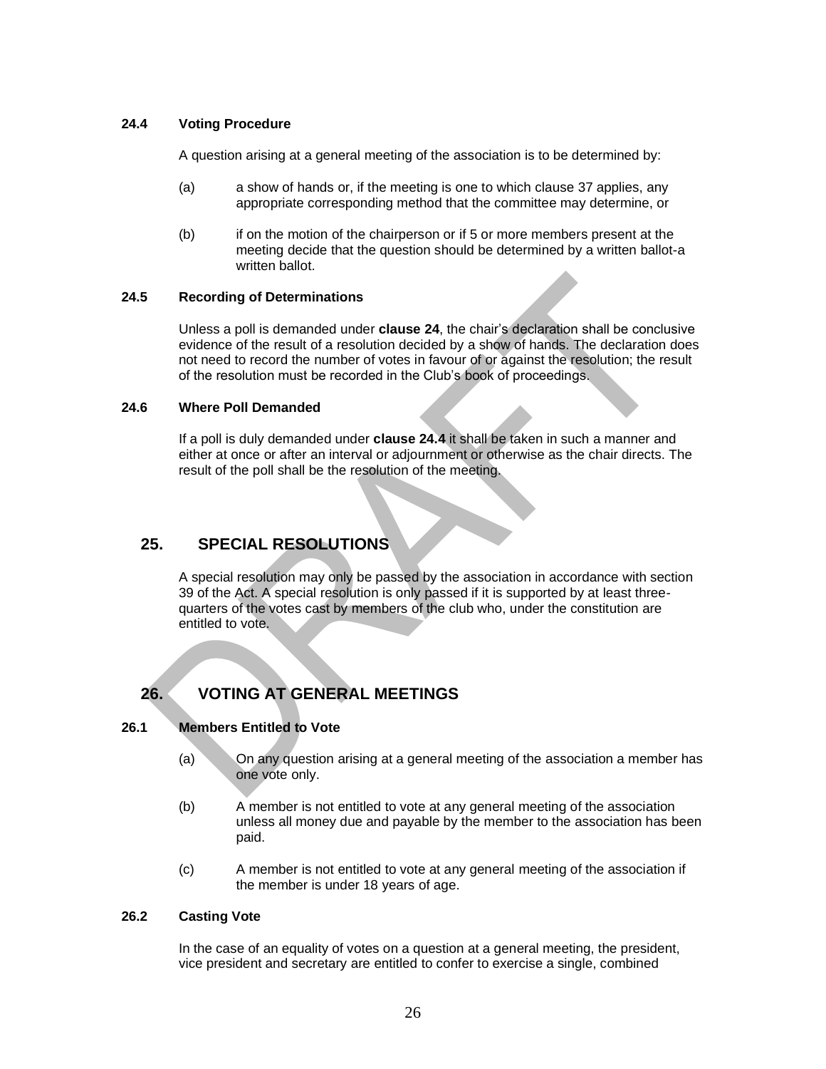### 24.4 Voting Procedure

A question arising at a general meeting of the association is to be determined by:

(a) a show of hands or, if the meeting is one to which clause 37 applies, any appropriate corresponding method that the committee may determine, or

(b) if on the motion of the chairperson or if 5 or more members present at the meeting decide that the question should be determined by a written ballot-a written ballot.

### 24.5 Recording of Determinations

Unless a poll is demanded under **clause 24**, the chair's declaration shall be conclusive evidence of the result of a resolution decided by a show of hands. The declaration does not need to record the number of votes in favour of or against the resolution; the result of the resolution must be recorded in the Club's book of proceedings.

### 24.6 Where Poll Demanded

If a poll is duly demanded under **clause 24.4** it shall be taken in such a manner and either at once or after an interval or adjournment or otherwise as the chair directs. The result of the poll shall be the resolution of the meeting.

## 25. SPECIAL RESOLUTIONS

A special resolution may only be passed by the association in accordance with section 39 of the Act. A special resolution is only passed if it is supported by at least three-quarters of the votes cast by members of the club who, under the constitution are entitled to vote.

## 26. VOTING AT GENERAL MEETINGS

### 26.1 Members Entitled to Vote

(a) On any question arising at a general meeting of the association a member has one vote only.

(b) A member is not entitled to vote at any general meeting of the association unless all money due and payable by the member to the association has been paid.

(c) A member is not entitled to vote at any general meeting of the association if the member is under 18 years of age.

### 26.2 Casting Vote

In the case of an equality of votes on a question at a general meeting, the president, vice president and secretary are entitled to confer to exercise a single, combined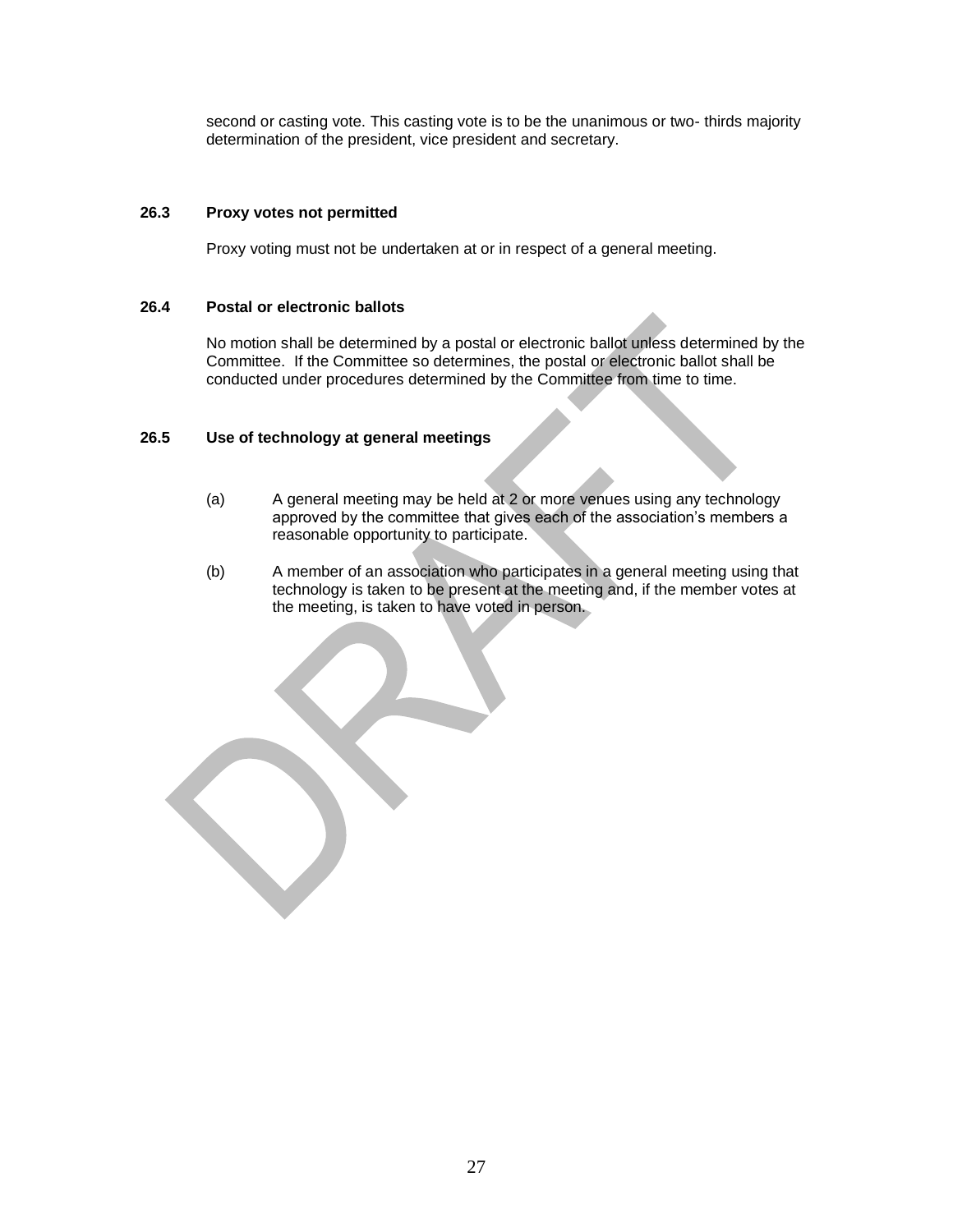second or casting vote. This casting vote is to be the unanimous or two- thirds majority determination of the president, vice president and secretary.

### 26.3 Proxy votes not permitted

Proxy voting must not be undertaken at or in respect of a general meeting.

### 26.4 Postal or electronic ballots

No motion shall be determined by a postal or electronic ballot unless determined by the Committee. If the Committee so determines, the postal or electronic ballot shall be conducted under procedures determined by the Committee from time to time.

### 26.5 Use of technology at general meetings

(a) A general meeting may be held at 2 or more venues using any technology approved by the committee that gives each of the association's members a reasonable opportunity to participate.

(b) A member of an association who participates in a general meeting using that technology is taken to be present at the meeting and, if the member votes at the meeting, is taken to have voted in person.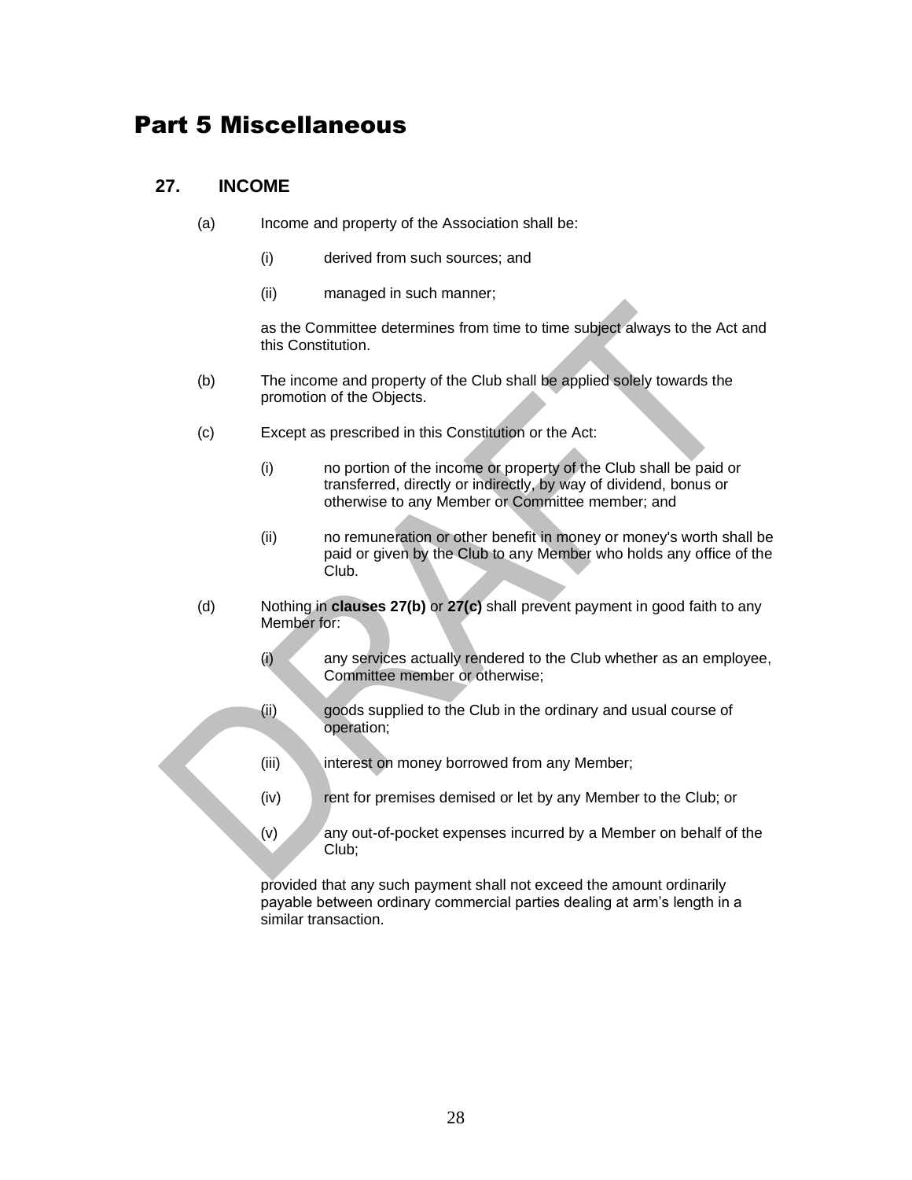# Part 5 Miscellaneous

## 27. INCOME

(a) Income and property of the Association shall be:

(i) derived from such sources; and

(ii) managed in such manner;

as the Committee determines from time to time subject always to the Act and this Constitution.

(b) The income and property of the Club shall be applied solely towards the promotion of the Objects.

(c) Except as prescribed in this Constitution or the Act:

(i) no portion of the income or property of the Club shall be paid or transferred, directly or indirectly, by way of dividend, bonus or otherwise to any Member or Committee member; and

(ii) no remuneration or other benefit in money or money's worth shall be paid or given by the Club to any Member who holds any office of the Club.

(d) Nothing in **clauses 27(b)** or **27(c)** shall prevent payment in good faith to any Member for:

(i) any services actually rendered to the Club whether as an employee, Committee member or otherwise;

(ii) goods supplied to the Club in the ordinary and usual course of operation;

(iii) interest on money borrowed from any Member;

(iv) rent for premises demised or let by any Member to the Club; or

(v) any out-of-pocket expenses incurred by a Member on behalf of the Club;

provided that any such payment shall not exceed the amount ordinarily payable between ordinary commercial parties dealing at arm's length in a similar transaction.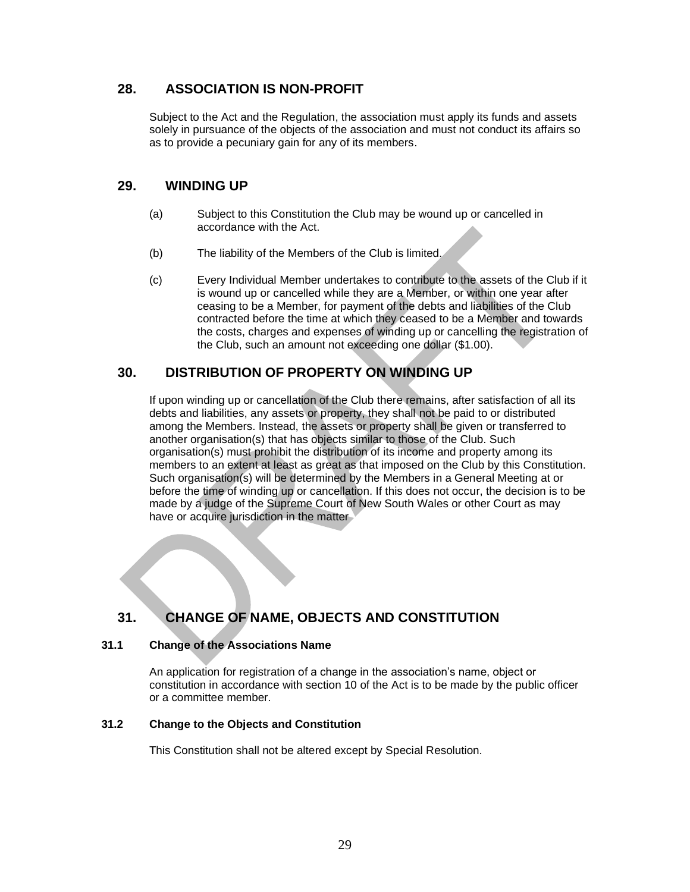## 28. ASSOCIATION IS NON-PROFIT

Subject to the Act and the Regulation, the association must apply its funds and assets solely in pursuance of the objects of the association and must not conduct its affairs so as to provide a pecuniary gain for any of its members.

## 29. WINDING UP

(a) Subject to this Constitution the Club may be wound up or cancelled in accordance with the Act.

(b) The liability of the Members of the Club is limited.

(c) Every Individual Member undertakes to contribute to the assets of the Club if it is wound up or cancelled while they are a Member, or within one year after ceasing to be a Member, for payment of the debts and liabilities of the Club contracted before the time at which they ceased to be a Member and towards the costs, charges and expenses of winding up or cancelling the registration of the Club, such an amount not exceeding one dollar ($1.00).

## 30. DISTRIBUTION OF PROPERTY ON WINDING UP

If upon winding up or cancellation of the Club there remains, after satisfaction of all its debts and liabilities, any assets or property, they shall not be paid to or distributed among the Members. Instead, the assets or property shall be given or transferred to another organisation(s) that has objects similar to those of the Club. Such organisation(s) must prohibit the distribution of its income and property among its members to an extent at least as great as that imposed on the Club by this Constitution. Such organisation(s) will be determined by the Members in a General Meeting at or before the time of winding up or cancellation. If this does not occur, the decision is to be made by a judge of the Supreme Court of New South Wales or other Court as may have or acquire jurisdiction in the matter

## 31. CHANGE OF NAME, OBJECTS AND CONSTITUTION

### 31.1 Change of the Associations Name

An application for registration of a change in the association's name, object or constitution in accordance with section 10 of the Act is to be made by the public officer or a committee member.

### 31.2 Change to the Objects and Constitution

This Constitution shall not be altered except by Special Resolution.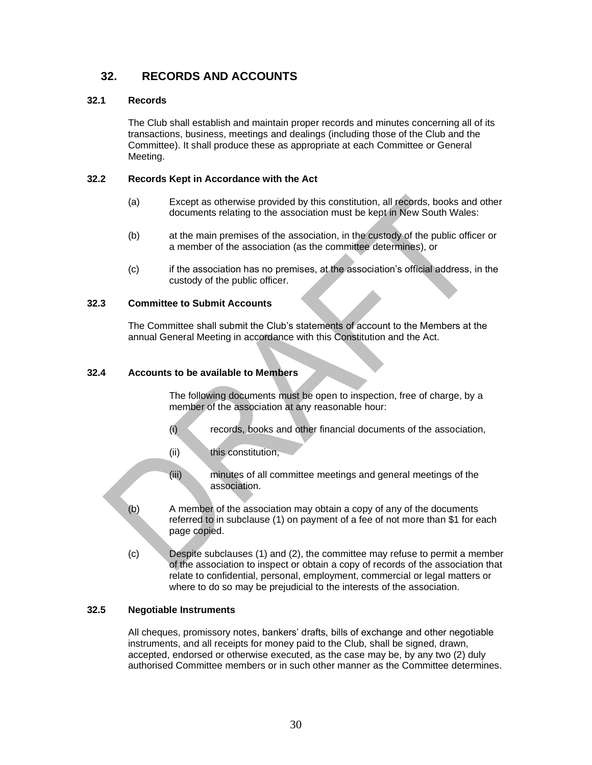## 32. RECORDS AND ACCOUNTS

### 32.1 Records

The Club shall establish and maintain proper records and minutes concerning all of its transactions, business, meetings and dealings (including those of the Club and the Committee). It shall produce these as appropriate at each Committee or General Meeting.

### 32.2 Records Kept in Accordance with the Act

(a) Except as otherwise provided by this constitution, all records, books and other documents relating to the association must be kept in New South Wales:

(b) at the main premises of the association, in the custody of the public officer or a member of the association (as the committee determines), or

(c) if the association has no premises, at the association's official address, in the custody of the public officer.

### 32.3 Committee to Submit Accounts

The Committee shall submit the Club's statements of account to the Members at the annual General Meeting in accordance with this Constitution and the Act.

### 32.4 Accounts to be available to Members

The following documents must be open to inspection, free of charge, by a member of the association at any reasonable hour:

(i) records, books and other financial documents of the association,

(ii) this constitution,

(iii) minutes of all committee meetings and general meetings of the association.

(b) A member of the association may obtain a copy of any of the documents referred to in subclause (1) on payment of a fee of not more than $1 for each page copied.

(c) Despite subclauses (1) and (2), the committee may refuse to permit a member of the association to inspect or obtain a copy of records of the association that relate to confidential, personal, employment, commercial or legal matters or where to do so may be prejudicial to the interests of the association.

### 32.5 Negotiable Instruments

All cheques, promissory notes, bankers' drafts, bills of exchange and other negotiable instruments, and all receipts for money paid to the Club, shall be signed, drawn, accepted, endorsed or otherwise executed, as the case may be, by any two (2) duly authorised Committee members or in such other manner as the Committee determines.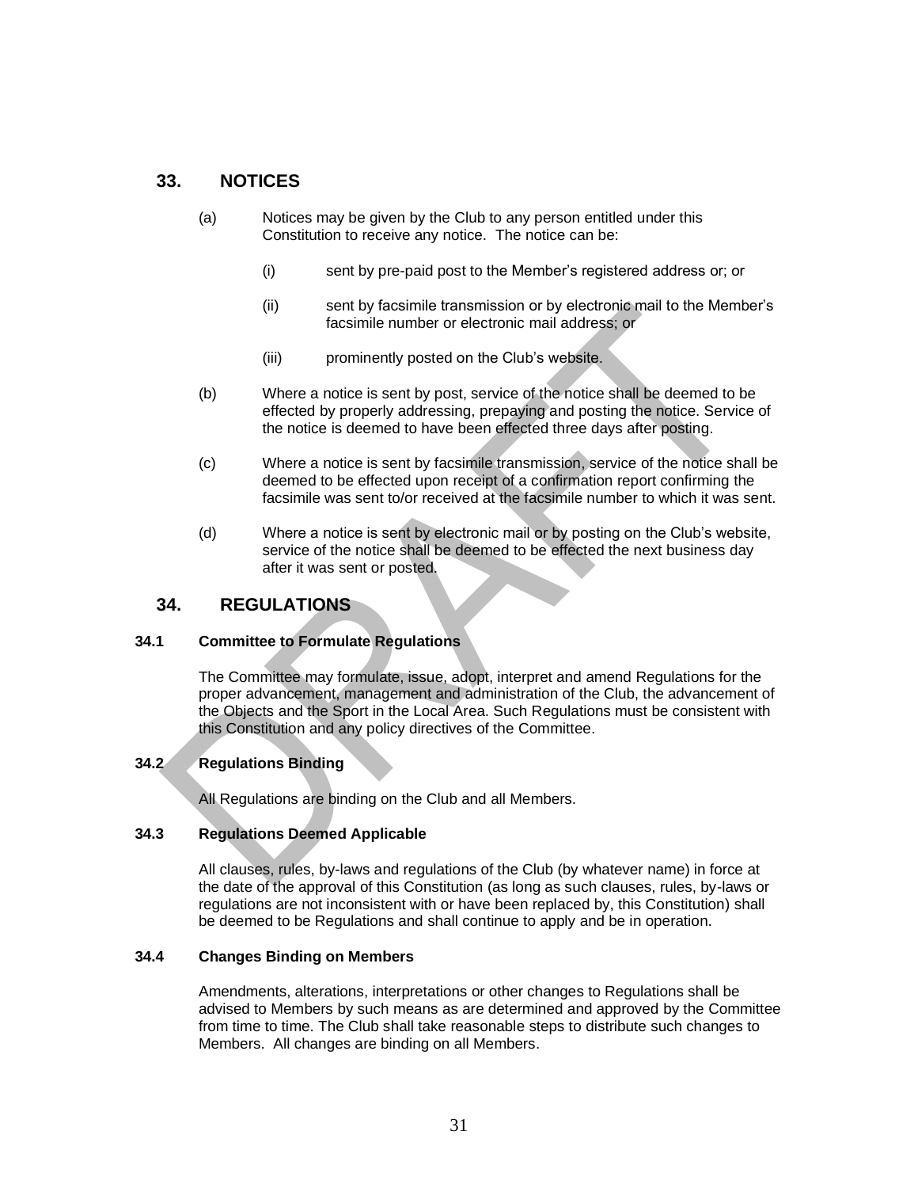## 33. NOTICES

(a) Notices may be given by the Club to any person entitled under this Constitution to receive any notice. The notice can be:

  (i) sent by pre-paid post to the Member's registered address or; or

  (ii) sent by facsimile transmission or by electronic mail to the Member's facsimile number or electronic mail address; or

  (iii) prominently posted on the Club's website.

(b) Where a notice is sent by post, service of the notice shall be deemed to be effected by properly addressing, prepaying and posting the notice. Service of the notice is deemed to have been effected three days after posting.

(c) Where a notice is sent by facsimile transmission, service of the notice shall be deemed to be effected upon receipt of a confirmation report confirming the facsimile was sent to/or received at the facsimile number to which it was sent.

(d) Where a notice is sent by electronic mail or by posting on the Club's website, service of the notice shall be deemed to be effected the next business day after it was sent or posted.

## 34. REGULATIONS

### 34.1 Committee to Formulate Regulations

The Committee may formulate, issue, adopt, interpret and amend Regulations for the proper advancement, management and administration of the Club, the advancement of the Objects and the Sport in the Local Area. Such Regulations must be consistent with this Constitution and any policy directives of the Committee.

### 34.2 Regulations Binding

All Regulations are binding on the Club and all Members.

### 34.3 Regulations Deemed Applicable

All clauses, rules, by-laws and regulations of the Club (by whatever name) in force at the date of the approval of this Constitution (as long as such clauses, rules, by-laws or regulations are not inconsistent with or have been replaced by, this Constitution) shall be deemed to be Regulations and shall continue to apply and be in operation.

### 34.4 Changes Binding on Members

Amendments, alterations, interpretations or other changes to Regulations shall be advised to Members by such means as are determined and approved by the Committee from time to time. The Club shall take reasonable steps to distribute such changes to Members. All changes are binding on all Members.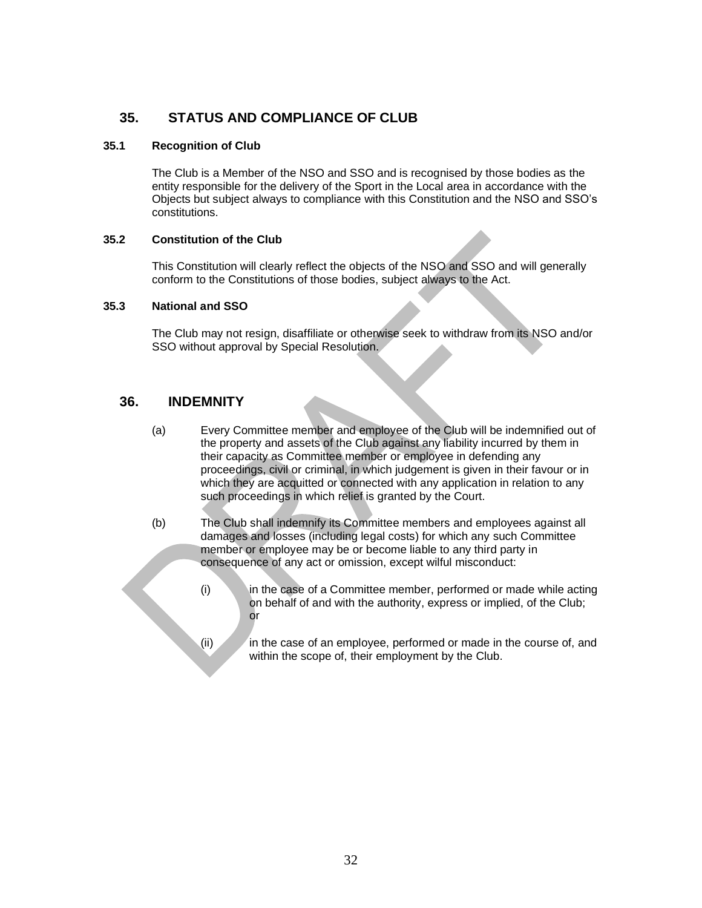## 35. STATUS AND COMPLIANCE OF CLUB

### 35.1 Recognition of Club

The Club is a Member of the NSO and SSO and is recognised by those bodies as the entity responsible for the delivery of the Sport in the Local area in accordance with the Objects but subject always to compliance with this Constitution and the NSO and SSO's constitutions.

### 35.2 Constitution of the Club

This Constitution will clearly reflect the objects of the NSO and SSO and will generally conform to the Constitutions of those bodies, subject always to the Act.

### 35.3 National and SSO

The Club may not resign, disaffiliate or otherwise seek to withdraw from its NSO and/or SSO without approval by Special Resolution.

## 36. INDEMNITY

(a) Every Committee member and employee of the Club will be indemnified out of the property and assets of the Club against any liability incurred by them in their capacity as Committee member or employee in defending any proceedings, civil or criminal, in which judgement is given in their favour or in which they are acquitted or connected with any application in relation to any such proceedings in which relief is granted by the Court.

(b) The Club shall indemnify its Committee members and employees against all damages and losses (including legal costs) for which any such Committee member or employee may be or become liable to any third party in consequence of any act or omission, except wilful misconduct:

(i) in the case of a Committee member, performed or made while acting on behalf of and with the authority, express or implied, of the Club; or

(ii) in the case of an employee, performed or made in the course of, and within the scope of, their employment by the Club.